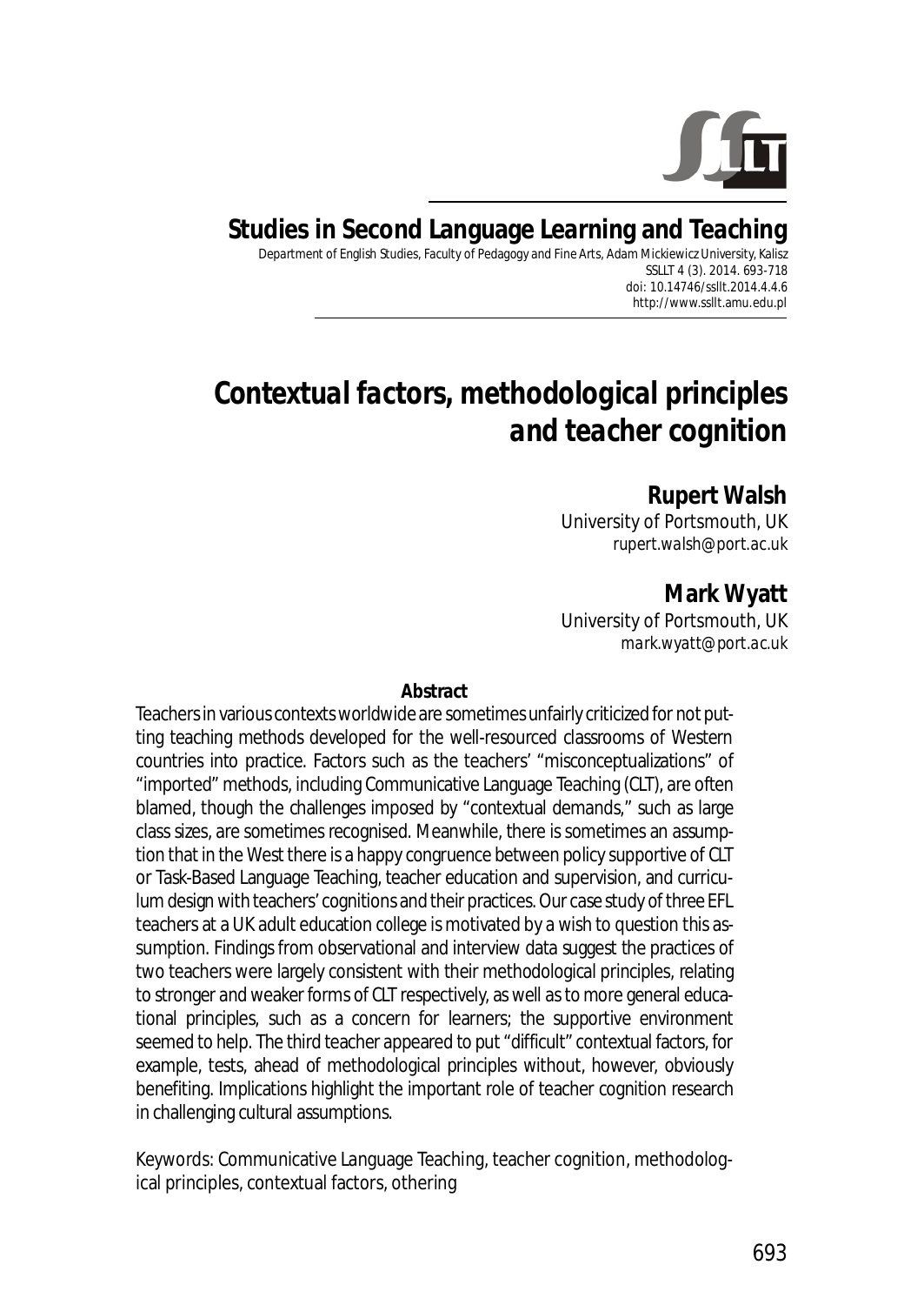**Studies in Second Language Learning and Teaching**

Department of English Studies, Faculty of Pedagogy and Fine Arts, Adam Mickiewicz University, Kalisz
SSLLT 4 (3). 2014. 693-718
doi: 10.14746/ssllt.2014.4.4.6
http://www.ssllt.amu.edu.pl

# *Contextual factors, methodological principles and teacher cognition*

**Rupert Walsh**
University of Portsmouth, UK
*rupert.walsh@port.ac.uk*

**Mark Wyatt**
University of Portsmouth, UK
*mark.wyatt@port.ac.uk*

**Abstract**

Teachers in various contexts worldwide are sometimes unfairly criticized for not putting teaching methods developed for the well-resourced classrooms of Western countries into practice. Factors such as the teachers' "misconceptualizations" of "imported" methods, including Communicative Language Teaching (CLT), are often blamed, though the challenges imposed by "contextual demands," such as large class sizes, are sometimes recognised. Meanwhile, there is sometimes an assumption that in the West there is a happy congruence between policy supportive of CLT or Task-Based Language Teaching, teacher education and supervision, and curriculum design with teachers' cognitions and their practices. Our case study of three EFL teachers at a UK adult education college is motivated by a wish to question this assumption. Findings from observational and interview data suggest the practices of two teachers were largely consistent with their methodological principles, relating to stronger and weaker forms of CLT respectively, as well as to more general educational principles, such as a concern for learners; the supportive environment seemed to help. The third teacher appeared to put "difficult" contextual factors, for example, tests, ahead of methodological principles without, however, obviously benefiting. Implications highlight the important role of teacher cognition research in challenging cultural assumptions.

*Keywords*: Communicative Language Teaching, teacher cognition, methodological principles, contextual factors, othering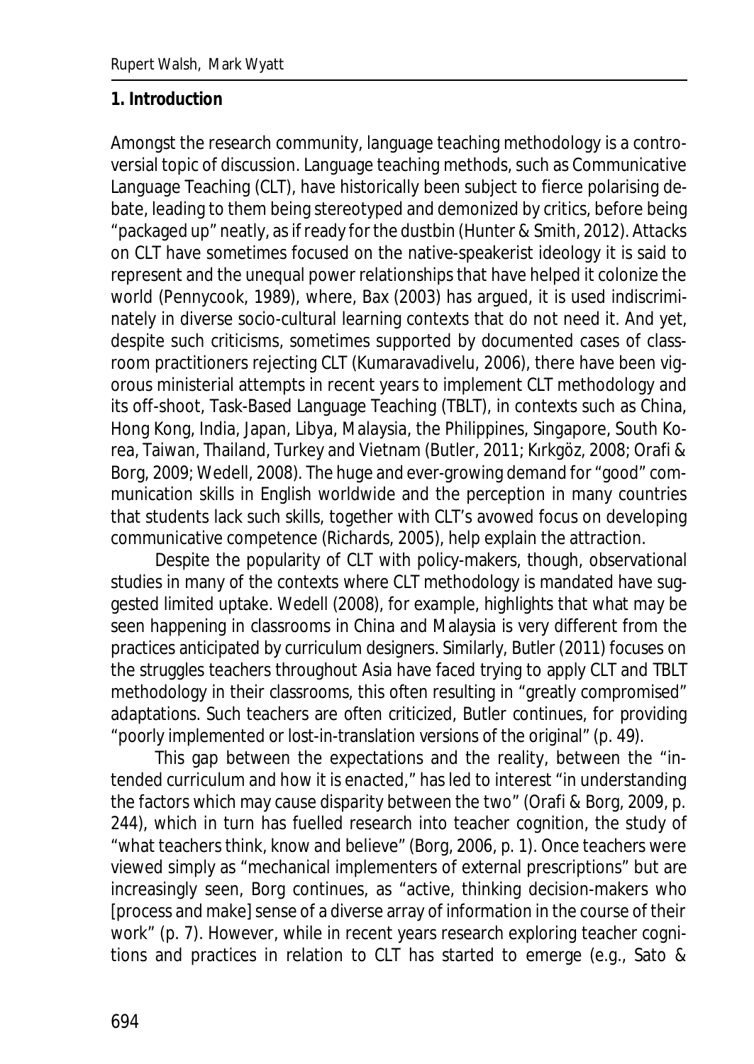## 1. Introduction

Amongst the research community, language teaching methodology is a controversial topic of discussion. Language teaching methods, such as Communicative Language Teaching (CLT), have historically been subject to fierce polarising debate, leading to them being stereotyped and demonized by critics, before being "packaged up" neatly, as if ready for the dustbin (Hunter & Smith, 2012). Attacks on CLT have sometimes focused on the native-speakerist ideology it is said to represent and the unequal power relationships that have helped it colonize the world (Pennycook, 1989), where, Bax (2003) has argued, it is used indiscriminately in diverse socio-cultural learning contexts that do not need it. And yet, despite such criticisms, sometimes supported by documented cases of classroom practitioners rejecting CLT (Kumaravadivelu, 2006), there have been vigorous ministerial attempts in recent years to implement CLT methodology and its off-shoot, Task-Based Language Teaching (TBLT), in contexts such as China, Hong Kong, India, Japan, Libya, Malaysia, the Philippines, Singapore, South Korea, Taiwan, Thailand, Turkey and Vietnam (Butler, 2011; Kırkgöz, 2008; Orafi & Borg, 2009; Wedell, 2008). The huge and ever-growing demand for "good" communication skills in English worldwide and the perception in many countries that students lack such skills, together with CLT's avowed focus on developing communicative competence (Richards, 2005), help explain the attraction.

Despite the popularity of CLT with policy-makers, though, observational studies in many of the contexts where CLT methodology is mandated have suggested limited uptake. Wedell (2008), for example, highlights that what may be seen happening in classrooms in China and Malaysia is very different from the practices anticipated by curriculum designers. Similarly, Butler (2011) focuses on the struggles teachers throughout Asia have faced trying to apply CLT and TBLT methodology in their classrooms, this often resulting in "greatly compromised" adaptations. Such teachers are often criticized, Butler continues, for providing "poorly implemented or lost-in-translation versions of the original" (p. 49).

This gap between the expectations and the reality, between the "intended curriculum and how it is enacted," has led to interest "in understanding the factors which may cause disparity between the two" (Orafi & Borg, 2009, p. 244), which in turn has fuelled research into teacher cognition, the study of "what teachers think, know and believe" (Borg, 2006, p. 1). Once teachers were viewed simply as "mechanical implementers of external prescriptions" but are increasingly seen, Borg continues, as "active, thinking decision-makers who [process and make] sense of a diverse array of information in the course of their work" (p. 7). However, while in recent years research exploring teacher cognitions and practices in relation to CLT has started to emerge (e.g., Sato &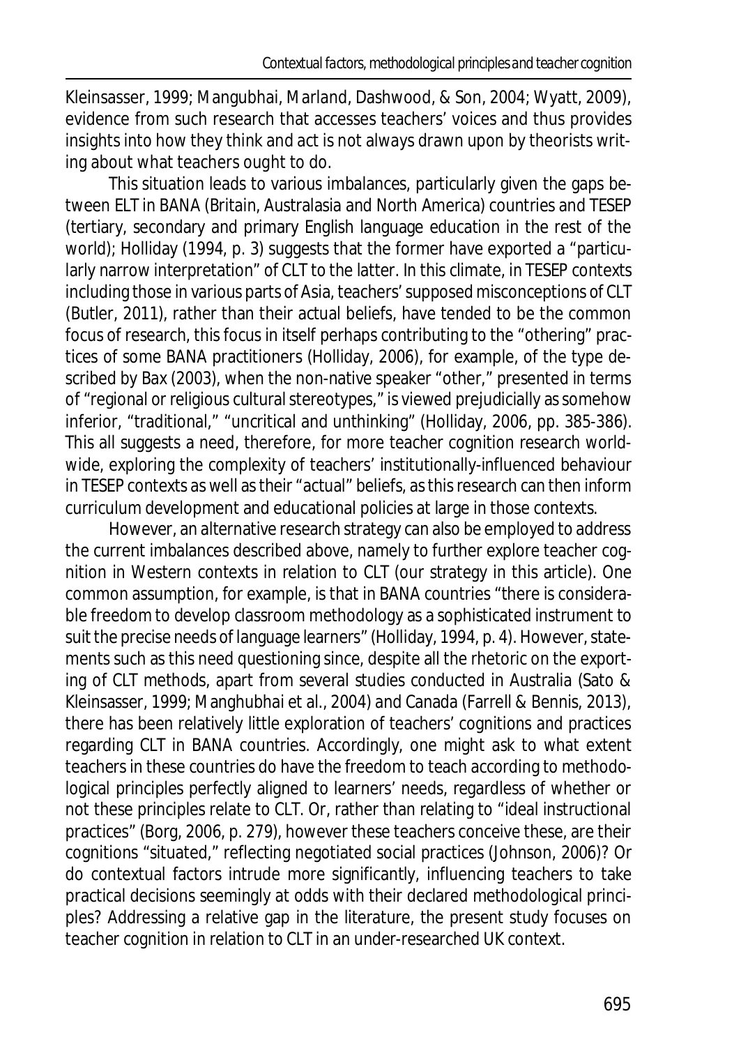Kleinsasser, 1999; Mangubhai, Marland, Dashwood, & Son, 2004; Wyatt, 2009), evidence from such research that accesses teachers' voices and thus provides insights into how they think and act is not always drawn upon by theorists writing about what teachers ought to do.

This situation leads to various imbalances, particularly given the gaps between ELT in BANA (Britain, Australasia and North America) countries and TESEP (tertiary, secondary and primary English language education in the rest of the world); Holliday (1994, p. 3) suggests that the former have exported a "particularly narrow interpretation" of CLT to the latter. In this climate, in TESEP contexts including those in various parts of Asia, teachers' supposed misconceptions of CLT (Butler, 2011), rather than their actual beliefs, have tended to be the common focus of research, this focus in itself perhaps contributing to the "othering" practices of some BANA practitioners (Holliday, 2006), for example, of the type described by Bax (2003), when the non-native speaker "other," presented in terms of "regional or religious cultural stereotypes," is viewed prejudicially as somehow inferior, "traditional," "uncritical and unthinking" (Holliday, 2006, pp. 385-386). This all suggests a need, therefore, for more teacher cognition research worldwide, exploring the complexity of teachers' institutionally-influenced behaviour in TESEP contexts as well as their "actual" beliefs, as this research can then inform curriculum development and educational policies at large in those contexts.

However, an alternative research strategy can also be employed to address the current imbalances described above, namely to further explore teacher cognition in Western contexts in relation to CLT (our strategy in this article). One common assumption, for example, is that in BANA countries "there is considerable freedom to develop classroom methodology as a sophisticated instrument to suit the precise needs of language learners" (Holliday, 1994, p. 4). However, statements such as this need questioning since, despite all the rhetoric on the exporting of CLT methods, apart from several studies conducted in Australia (Sato & Kleinsasser, 1999; Manghubhai et al., 2004) and Canada (Farrell & Bennis, 2013), there has been relatively little exploration of teachers' cognitions and practices regarding CLT in BANA countries. Accordingly, one might ask to what extent teachers in these countries do have the freedom to teach according to methodological principles perfectly aligned to learners' needs, regardless of whether or not these principles relate to CLT. Or, rather than relating to "ideal instructional practices" (Borg, 2006, p. 279), however these teachers conceive these, are their cognitions "situated," reflecting negotiated social practices (Johnson, 2006)? Or do contextual factors intrude more significantly, influencing teachers to take practical decisions seemingly at odds with their declared methodological principles? Addressing a relative gap in the literature, the present study focuses on teacher cognition in relation to CLT in an under-researched UK context.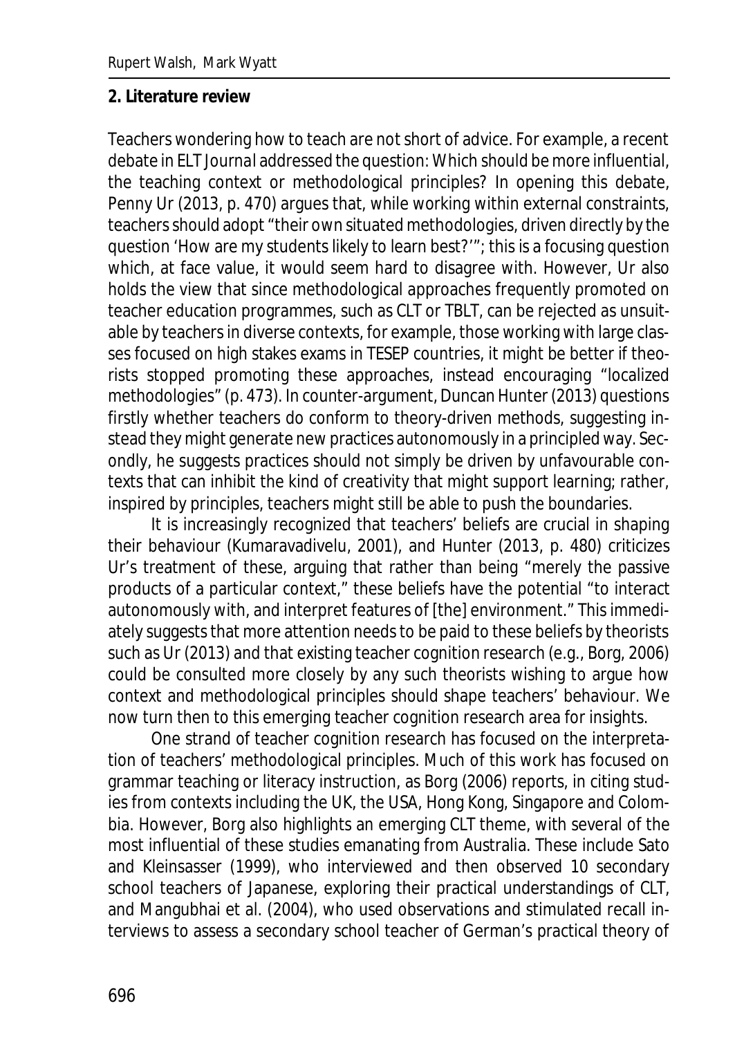## 2. Literature review

Teachers wondering how to teach are not short of advice. For example, a recent debate in *ELT Journal* addressed the question: Which should be more influential, the teaching context or methodological principles? In opening this debate, Penny Ur (2013, p. 470) argues that, while working within external constraints, teachers should adopt "their own situated methodologies, driven directly by the question 'How are my students likely to learn best?'"; this is a focusing question which, at face value, it would seem hard to disagree with. However, Ur also holds the view that since methodological approaches frequently promoted on teacher education programmes, such as CLT or TBLT, can be rejected as unsuitable by teachers in diverse contexts, for example, those working with large classes focused on high stakes exams in TESEP countries, it might be better if theorists stopped promoting these approaches, instead encouraging "localized methodologies" (p. 473). In counter-argument, Duncan Hunter (2013) questions firstly whether teachers do conform to theory-driven methods, suggesting instead they might generate new practices autonomously in a principled way. Secondly, he suggests practices should not simply be driven by unfavourable contexts that can inhibit the kind of creativity that might support learning; rather, inspired by principles, teachers might still be able to push the boundaries.

It is increasingly recognized that teachers' beliefs are crucial in shaping their behaviour (Kumaravadivelu, 2001), and Hunter (2013, p. 480) criticizes Ur's treatment of these, arguing that rather than being "merely the passive products of a particular context," these beliefs have the potential "to interact autonomously with, and interpret features of [the] environment." This immediately suggests that more attention needs to be paid to these beliefs by theorists such as Ur (2013) and that existing teacher cognition research (e.g., Borg, 2006) could be consulted more closely by any such theorists wishing to argue how context and methodological principles should shape teachers' behaviour. We now turn then to this emerging teacher cognition research area for insights.

One strand of teacher cognition research has focused on the interpretation of teachers' methodological principles. Much of this work has focused on grammar teaching or literacy instruction, as Borg (2006) reports, in citing studies from contexts including the UK, the USA, Hong Kong, Singapore and Colombia. However, Borg also highlights an emerging CLT theme, with several of the most influential of these studies emanating from Australia. These include Sato and Kleinsasser (1999), who interviewed and then observed 10 secondary school teachers of Japanese, exploring their practical understandings of CLT, and Mangubhai et al. (2004), who used observations and stimulated recall interviews to assess a secondary school teacher of German's practical theory of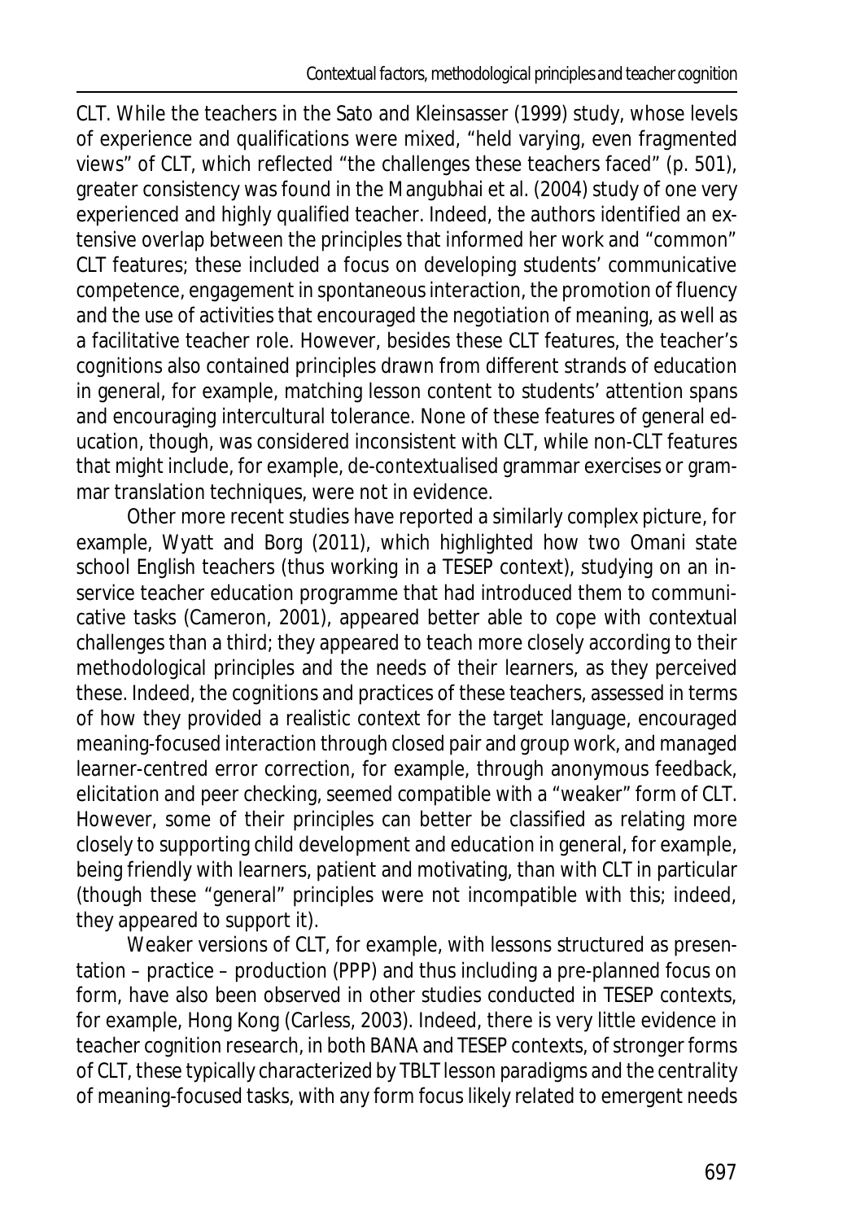CLT. While the teachers in the Sato and Kleinsasser (1999) study, whose levels of experience and qualifications were mixed, "held varying, even fragmented views" of CLT, which reflected "the challenges these teachers faced" (p. 501), greater consistency was found in the Mangubhai et al. (2004) study of one very experienced and highly qualified teacher. Indeed, the authors identified an extensive overlap between the principles that informed her work and "common" CLT features; these included a focus on developing students' communicative competence, engagement in spontaneous interaction, the promotion of fluency and the use of activities that encouraged the negotiation of meaning, as well as a facilitative teacher role. However, besides these CLT features, the teacher's cognitions also contained principles drawn from different strands of education in general, for example, matching lesson content to students' attention spans and encouraging intercultural tolerance. None of these features of general education, though, was considered inconsistent with CLT, while non-CLT features that might include, for example, de-contextualised grammar exercises or grammar translation techniques, were not in evidence.

Other more recent studies have reported a similarly complex picture, for example, Wyatt and Borg (2011), which highlighted how two Omani state school English teachers (thus working in a TESEP context), studying on an in-service teacher education programme that had introduced them to communicative tasks (Cameron, 2001), appeared better able to cope with contextual challenges than a third; they appeared to teach more closely according to their methodological principles and the needs of their learners, as they perceived these. Indeed, the cognitions and practices of these teachers, assessed in terms of how they provided a realistic context for the target language, encouraged meaning-focused interaction through closed pair and group work, and managed learner-centred error correction, for example, through anonymous feedback, elicitation and peer checking, seemed compatible with a "weaker" form of CLT. However, some of their principles can better be classified as relating more closely to supporting child development and education in general, for example, being friendly with learners, patient and motivating, than with CLT in particular (though these "general" principles were not incompatible with this; indeed, they appeared to support it).

Weaker versions of CLT, for example, with lessons structured as presentation – practice – production (PPP) and thus including a pre-planned focus on form, have also been observed in other studies conducted in TESEP contexts, for example, Hong Kong (Carless, 2003). Indeed, there is very little evidence in teacher cognition research, in both BANA and TESEP contexts, of stronger forms of CLT, these typically characterized by TBLT lesson paradigms and the centrality of meaning-focused tasks, with any form focus likely related to emergent needs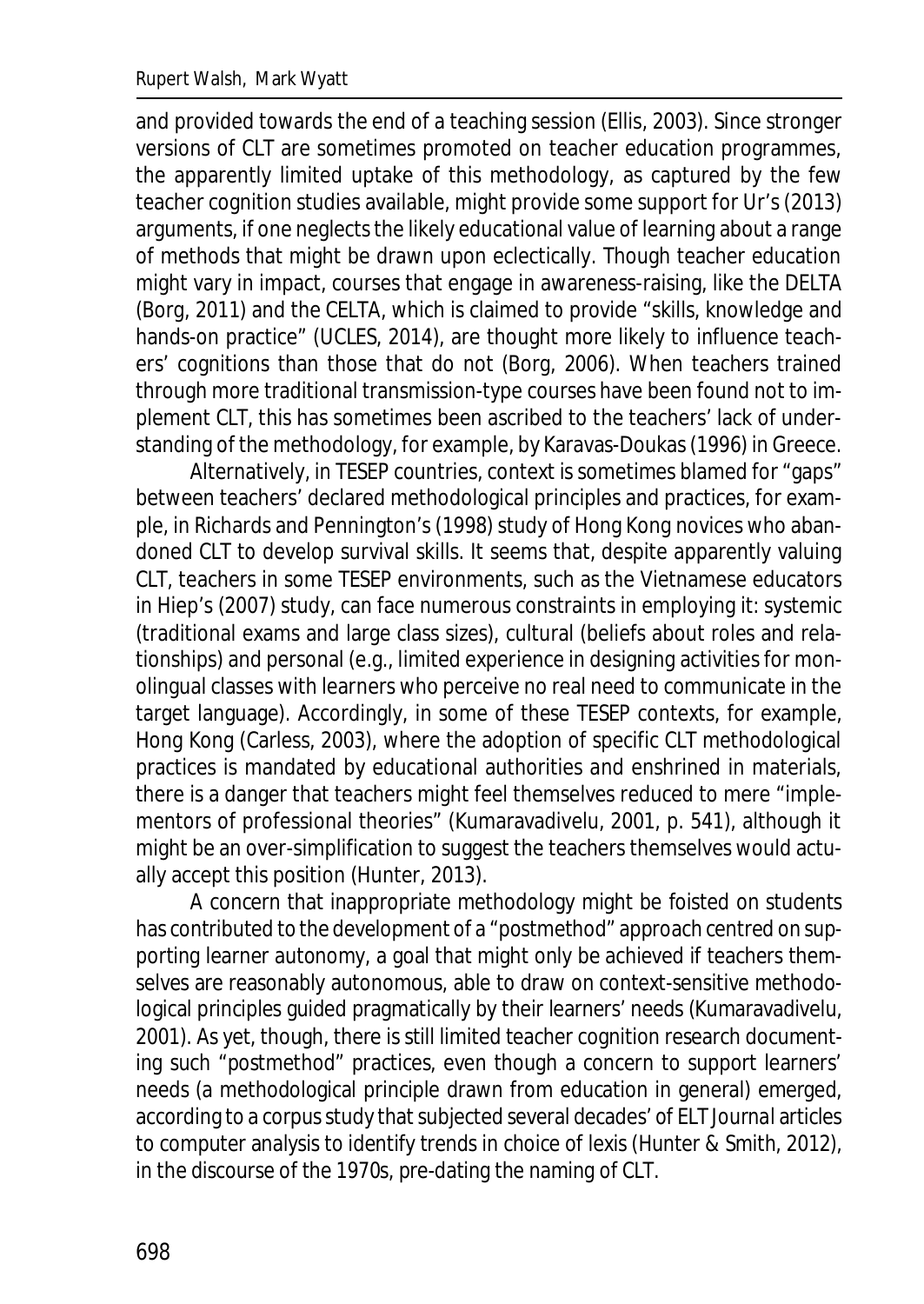and provided towards the end of a teaching session (Ellis, 2003). Since stronger versions of CLT are sometimes promoted on teacher education programmes, the apparently limited uptake of this methodology, as captured by the few teacher cognition studies available, might provide some support for Ur's (2013) arguments, if one neglects the likely educational value of learning about a range of methods that might be drawn upon eclectically. Though teacher education might vary in impact, courses that engage in awareness-raising, like the DELTA (Borg, 2011) and the CELTA, which is claimed to provide "skills, knowledge and hands-on practice" (UCLES, 2014), are thought more likely to influence teachers' cognitions than those that do not (Borg, 2006). When teachers trained through more traditional transmission-type courses have been found not to implement CLT, this has sometimes been ascribed to the teachers' lack of understanding of the methodology, for example, by Karavas-Doukas (1996) in Greece.

Alternatively, in TESEP countries, context is sometimes blamed for "gaps" between teachers' declared methodological principles and practices, for example, in Richards and Pennington's (1998) study of Hong Kong novices who abandoned CLT to develop survival skills. It seems that, despite apparently valuing CLT, teachers in some TESEP environments, such as the Vietnamese educators in Hiep's (2007) study, can face numerous constraints in employing it: systemic (traditional exams and large class sizes), cultural (beliefs about roles and relationships) and personal (e.g., limited experience in designing activities for monolingual classes with learners who perceive no real need to communicate in the target language). Accordingly, in some of these TESEP contexts, for example, Hong Kong (Carless, 2003), where the adoption of specific CLT methodological practices is mandated by educational authorities and enshrined in materials, there is a danger that teachers might feel themselves reduced to mere "implementors of professional theories" (Kumaravadivelu, 2001, p. 541), although it might be an over-simplification to suggest the teachers themselves would actually accept this position (Hunter, 2013).

A concern that inappropriate methodology might be foisted on students has contributed to the development of a "postmethod" approach centred on supporting learner autonomy, a goal that might only be achieved if teachers themselves are reasonably autonomous, able to draw on context-sensitive methodological principles guided pragmatically by their learners' needs (Kumaravadivelu, 2001). As yet, though, there is still limited teacher cognition research documenting such "postmethod" practices, even though a concern to support learners' needs (a methodological principle drawn from education in general) emerged, according to a corpus study that subjected several decades' of ELT Journal articles to computer analysis to identify trends in choice of lexis (Hunter & Smith, 2012), in the discourse of the 1970s, pre-dating the naming of CLT.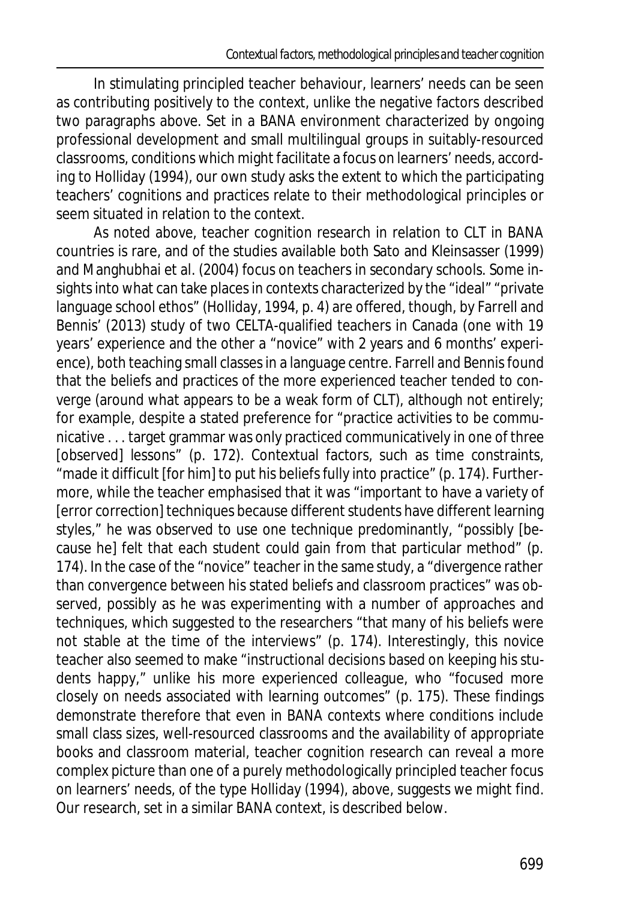In stimulating principled teacher behaviour, learners' needs can be seen as contributing positively to the context, unlike the negative factors described two paragraphs above. Set in a BANA environment characterized by ongoing professional development and small multilingual groups in suitably-resourced classrooms, conditions which might facilitate a focus on learners' needs, according to Holliday (1994), our own study asks the extent to which the participating teachers' cognitions and practices relate to their methodological principles or seem situated in relation to the context.

As noted above, teacher cognition research in relation to CLT in BANA countries is rare, and of the studies available both Sato and Kleinsasser (1999) and Manghubhai et al. (2004) focus on teachers in secondary schools. Some insights into what can take places in contexts characterized by the "ideal" "private language school ethos" (Holliday, 1994, p. 4) are offered, though, by Farrell and Bennis' (2013) study of two CELTA-qualified teachers in Canada (one with 19 years' experience and the other a "novice" with 2 years and 6 months' experience), both teaching small classes in a language centre. Farrell and Bennis found that the beliefs and practices of the more experienced teacher tended to converge (around what appears to be a weak form of CLT), although not entirely; for example, despite a stated preference for "practice activities to be communicative . . . target grammar was only practiced communicatively in one of three [observed] lessons" (p. 172). Contextual factors, such as time constraints, "made it difficult [for him] to put his beliefs fully into practice" (p. 174). Furthermore, while the teacher emphasised that it was "important to have a variety of [error correction] techniques because different students have different learning styles," he was observed to use one technique predominantly, "possibly [because he] felt that each student could gain from that particular method" (p. 174). In the case of the "novice" teacher in the same study, a "divergence rather than convergence between his stated beliefs and classroom practices" was observed, possibly as he was experimenting with a number of approaches and techniques, which suggested to the researchers "that many of his beliefs were not stable at the time of the interviews" (p. 174). Interestingly, this novice teacher also seemed to make "instructional decisions based on keeping his students happy," unlike his more experienced colleague, who "focused more closely on needs associated with learning outcomes" (p. 175). These findings demonstrate therefore that even in BANA contexts where conditions include small class sizes, well-resourced classrooms and the availability of appropriate books and classroom material, teacher cognition research can reveal a more complex picture than one of a purely methodologically principled teacher focus on learners' needs, of the type Holliday (1994), above, suggests we might find. Our research, set in a similar BANA context, is described below.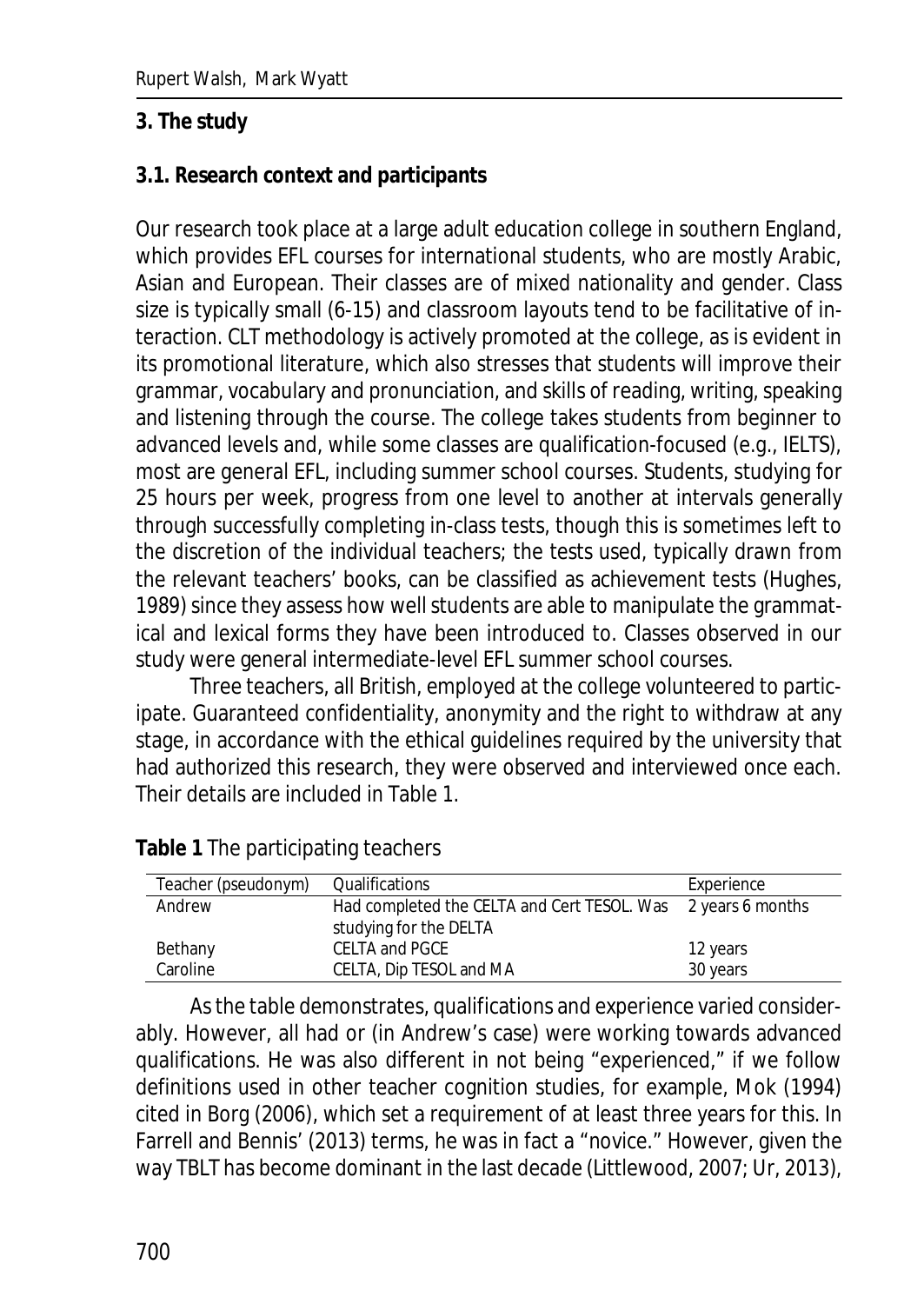## 3. The study

### 3.1. Research context and participants

Our research took place at a large adult education college in southern England, which provides EFL courses for international students, who are mostly Arabic, Asian and European. Their classes are of mixed nationality and gender. Class size is typically small (6-15) and classroom layouts tend to be facilitative of interaction. CLT methodology is actively promoted at the college, as is evident in its promotional literature, which also stresses that students will improve their grammar, vocabulary and pronunciation, and skills of reading, writing, speaking and listening through the course. The college takes students from beginner to advanced levels and, while some classes are qualification-focused (e.g., IELTS), most are general EFL, including summer school courses. Students, studying for 25 hours per week, progress from one level to another at intervals generally through successfully completing in-class tests, though this is sometimes left to the discretion of the individual teachers; the tests used, typically drawn from the relevant teachers' books, can be classified as achievement tests (Hughes, 1989) since they assess how well students are able to manipulate the grammatical and lexical forms they have been introduced to. Classes observed in our study were general intermediate-level EFL summer school courses.

Three teachers, all British, employed at the college volunteered to participate. Guaranteed confidentiality, anonymity and the right to withdraw at any stage, in accordance with the ethical guidelines required by the university that had authorized this research, they were observed and interviewed once each. Their details are included in Table 1.

**Table 1** The participating teachers

| Teacher (pseudonym) | Qualifications | Experience |
|---|---|---|
| Andrew | Had completed the CELTA and Cert TESOL. Was studying for the DELTA | 2 years 6 months |
| Bethany | CELTA and PGCE | 12 years |
| Caroline | CELTA, Dip TESOL and MA | 30 years |

As the table demonstrates, qualifications and experience varied considerably. However, all had or (in Andrew's case) were working towards advanced qualifications. He was also different in not being "experienced," if we follow definitions used in other teacher cognition studies, for example, Mok (1994) cited in Borg (2006), which set a requirement of at least three years for this. In Farrell and Bennis' (2013) terms, he was in fact a "novice." However, given the way TBLT has become dominant in the last decade (Littlewood, 2007; Ur, 2013),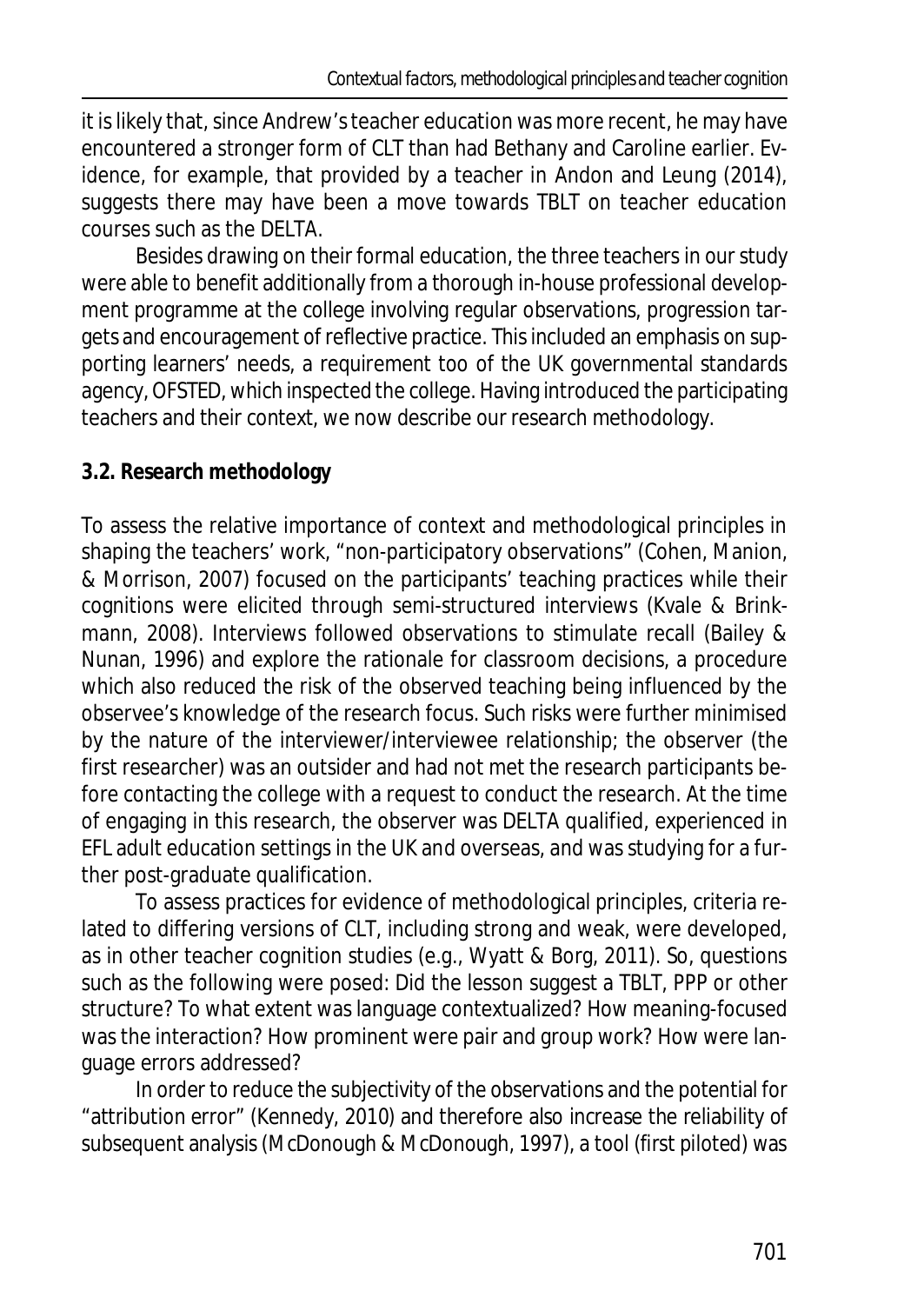it is likely that, since Andrew's teacher education was more recent, he may have encountered a stronger form of CLT than had Bethany and Caroline earlier. Evidence, for example, that provided by a teacher in Andon and Leung (2014), suggests there may have been a move towards TBLT on teacher education courses such as the DELTA.

Besides drawing on their formal education, the three teachers in our study were able to benefit additionally from a thorough in-house professional development programme at the college involving regular observations, progression targets and encouragement of reflective practice. This included an emphasis on supporting learners' needs, a requirement too of the UK governmental standards agency, OFSTED, which inspected the college. Having introduced the participating teachers and their context, we now describe our research methodology.

## 3.2. Research methodology

To assess the relative importance of context and methodological principles in shaping the teachers' work, "non-participatory observations" (Cohen, Manion, & Morrison, 2007) focused on the participants' teaching practices while their cognitions were elicited through semi-structured interviews (Kvale & Brinkmann, 2008). Interviews followed observations to stimulate recall (Bailey & Nunan, 1996) and explore the rationale for classroom decisions, a procedure which also reduced the risk of the observed teaching being influenced by the observee's knowledge of the research focus. Such risks were further minimised by the nature of the interviewer/interviewee relationship; the observer (the first researcher) was an outsider and had not met the research participants before contacting the college with a request to conduct the research. At the time of engaging in this research, the observer was DELTA qualified, experienced in EFL adult education settings in the UK and overseas, and was studying for a further post-graduate qualification.

To assess practices for evidence of methodological principles, criteria related to differing versions of CLT, including strong and weak, were developed, as in other teacher cognition studies (e.g., Wyatt & Borg, 2011). So, questions such as the following were posed: Did the lesson suggest a TBLT, PPP or other structure? To what extent was language contextualized? How meaning-focused was the interaction? How prominent were pair and group work? How were language errors addressed?

In order to reduce the subjectivity of the observations and the potential for "attribution error" (Kennedy, 2010) and therefore also increase the reliability of subsequent analysis (McDonough & McDonough, 1997), a tool (first piloted) was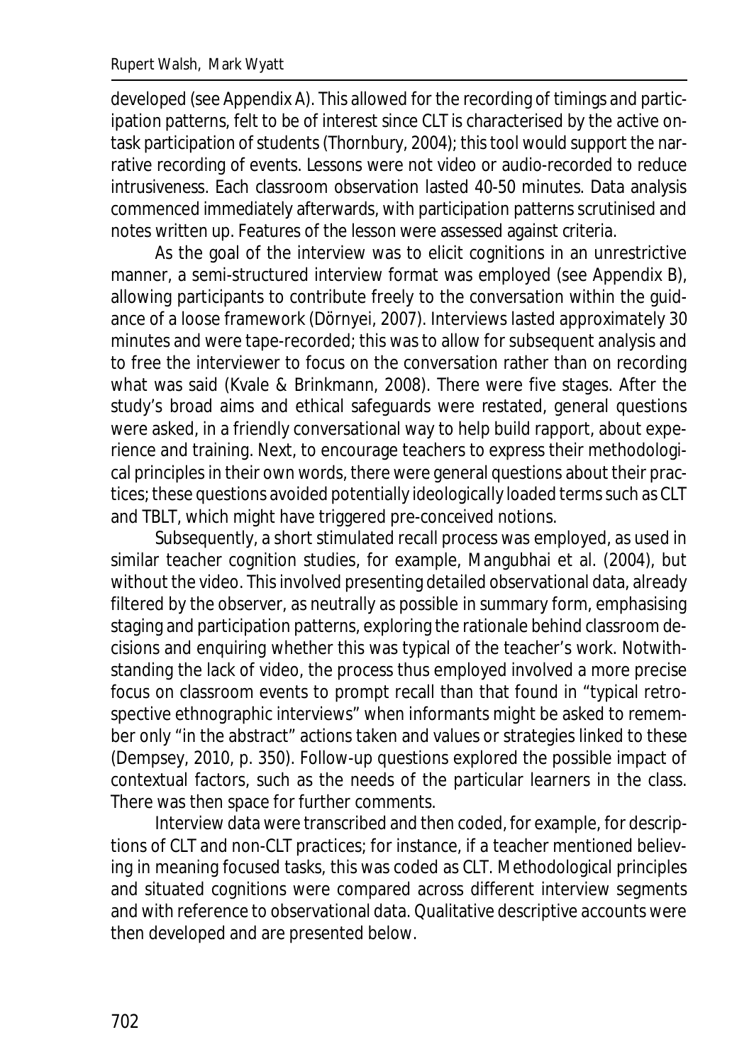developed (see Appendix A). This allowed for the recording of timings and participation patterns, felt to be of interest since CLT is characterised by the active on-task participation of students (Thornbury, 2004); this tool would support the narrative recording of events. Lessons were not video or audio-recorded to reduce intrusiveness. Each classroom observation lasted 40-50 minutes. Data analysis commenced immediately afterwards, with participation patterns scrutinised and notes written up. Features of the lesson were assessed against criteria.

As the goal of the interview was to elicit cognitions in an unrestrictive manner, a semi-structured interview format was employed (see Appendix B), allowing participants to contribute freely to the conversation within the guidance of a loose framework (Dörnyei, 2007). Interviews lasted approximately 30 minutes and were tape-recorded; this was to allow for subsequent analysis and to free the interviewer to focus on the conversation rather than on recording what was said (Kvale & Brinkmann, 2008). There were five stages. After the study's broad aims and ethical safeguards were restated, general questions were asked, in a friendly conversational way to help build rapport, about experience and training. Next, to encourage teachers to express their methodological principles in their own words, there were general questions about their practices; these questions avoided potentially ideologically loaded terms such as CLT and TBLT, which might have triggered pre-conceived notions.

Subsequently, a short stimulated recall process was employed, as used in similar teacher cognition studies, for example, Mangubhai et al. (2004), but without the video. This involved presenting detailed observational data, already filtered by the observer, as neutrally as possible in summary form, emphasising staging and participation patterns, exploring the rationale behind classroom decisions and enquiring whether this was typical of the teacher's work. Notwithstanding the lack of video, the process thus employed involved a more precise focus on classroom events to prompt recall than that found in "typical retrospective ethnographic interviews" when informants might be asked to remember only "in the abstract" actions taken and values or strategies linked to these (Dempsey, 2010, p. 350). Follow-up questions explored the possible impact of contextual factors, such as the needs of the particular learners in the class. There was then space for further comments.

Interview data were transcribed and then coded, for example, for descriptions of CLT and non-CLT practices; for instance, if a teacher mentioned believing in meaning focused tasks, this was coded as CLT. Methodological principles and situated cognitions were compared across different interview segments and with reference to observational data. Qualitative descriptive accounts were then developed and are presented below.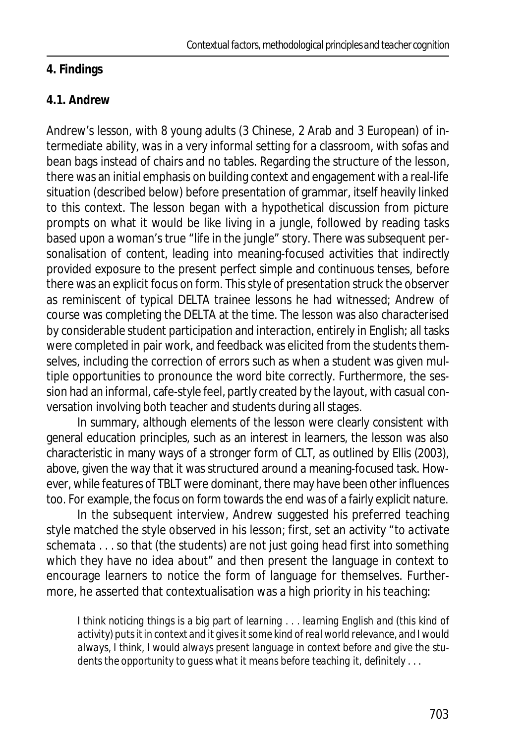## 4. Findings

### 4.1. Andrew

Andrew's lesson, with 8 young adults (3 Chinese, 2 Arab and 3 European) of intermediate ability, was in a very informal setting for a classroom, with sofas and bean bags instead of chairs and no tables. Regarding the structure of the lesson, there was an initial emphasis on building context and engagement with a real-life situation (described below) before presentation of grammar, itself heavily linked to this context. The lesson began with a hypothetical discussion from picture prompts on what it would be like living in a jungle, followed by reading tasks based upon a woman's true "life in the jungle" story. There was subsequent personalisation of content, leading into meaning-focused activities that indirectly provided exposure to the present perfect simple and continuous tenses, before there was an explicit focus on form. This style of presentation struck the observer as reminiscent of typical DELTA trainee lessons he had witnessed; Andrew of course was completing the DELTA at the time. The lesson was also characterised by considerable student participation and interaction, entirely in English; all tasks were completed in pair work, and feedback was elicited from the students themselves, including the correction of errors such as when a student was given multiple opportunities to pronounce the word bite correctly. Furthermore, the session had an informal, cafe-style feel, partly created by the layout, with casual conversation involving both teacher and students during all stages.

In summary, although elements of the lesson were clearly consistent with general education principles, such as an interest in learners, the lesson was also characteristic in many ways of a stronger form of CLT, as outlined by Ellis (2003), above, given the way that it was structured around a meaning-focused task. However, while features of TBLT were dominant, there may have been other influences too. For example, the focus on form towards the end was of a fairly explicit nature.

In the subsequent interview, Andrew suggested his preferred teaching style matched the style observed in his lesson; first, set an activity "*to activate schemata . . . so that (the students) are not just going head first into something which they have no idea about*" and then present the language in context to encourage learners to notice the form of language for themselves. Furthermore, he asserted that contextualisation was a high priority in his teaching:

> *I think noticing things is a big part of learning . . . learning English and (this kind of activity) puts it in context and it gives it some kind of real world relevance, and I would always, I think, I would always present language in context before and give the students the opportunity to guess what it means before teaching it, definitely . . .*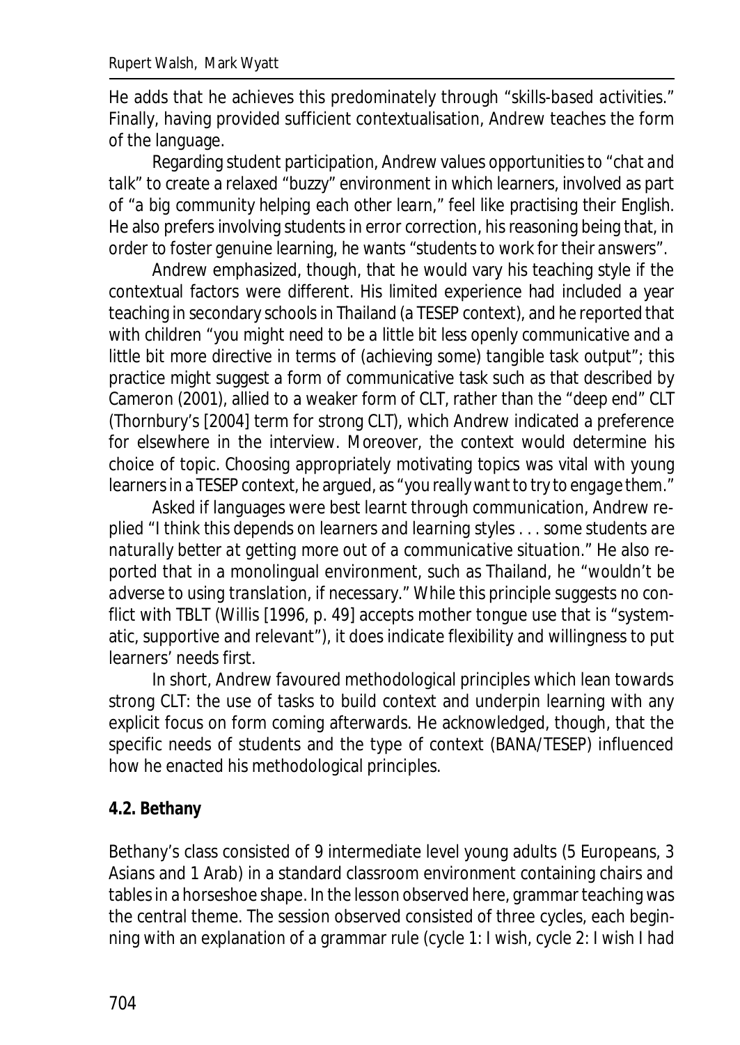He adds that he achieves this predominately through "*skills-based activities.*" Finally, having provided sufficient contextualisation, Andrew teaches the form of the language.

Regarding student participation, Andrew values opportunities to "*chat and talk*" to create a relaxed "*buzzy*" environment in which learners, involved as part of "*a big community helping each other learn,*" feel like practising their English. He also prefers involving students in error correction, his reasoning being that, in order to foster genuine learning, he wants "*students to work for their answers*".

Andrew emphasized, though, that he would vary his teaching style if the contextual factors were different. His limited experience had included a year teaching in secondary schools in Thailand (a TESEP context), and he reported that with children "*you might need to be a little bit less openly communicative and a little bit more directive in terms of (achieving some) tangible task output*"; this practice might suggest a form of communicative task such as that described by Cameron (2001), allied to a weaker form of CLT, rather than the "deep end" CLT (Thornbury's [2004] term for strong CLT), which Andrew indicated a preference for elsewhere in the interview. Moreover, the context would determine his choice of topic. Choosing appropriately motivating topics was vital with young learners in a TESEP context, he argued, as "*you really want to try to engage them.*"

Asked if languages were best learnt through communication, Andrew replied "*I think this depends on learners and learning styles . . . some students are naturally better at getting more out of a communicative situation.*" He also reported that in a monolingual environment, such as Thailand, he "*wouldn't be adverse to using translation, if necessary.*" While this principle suggests no conflict with TBLT (Willis [1996, p. 49] accepts mother tongue use that is "systematic, supportive and relevant"), it does indicate flexibility and willingness to put learners' needs first.

In short, Andrew favoured methodological principles which lean towards strong CLT: the use of tasks to build context and underpin learning with any explicit focus on form coming afterwards. He acknowledged, though, that the specific needs of students and the type of context (BANA/TESEP) influenced how he enacted his methodological principles.

### 4.2. Bethany

Bethany's class consisted of 9 intermediate level young adults (5 Europeans, 3 Asians and 1 Arab) in a standard classroom environment containing chairs and tables in a horseshoe shape. In the lesson observed here, grammar teaching was the central theme. The session observed consisted of three cycles, each beginning with an explanation of a grammar rule (cycle 1: I wish, cycle 2: I wish I had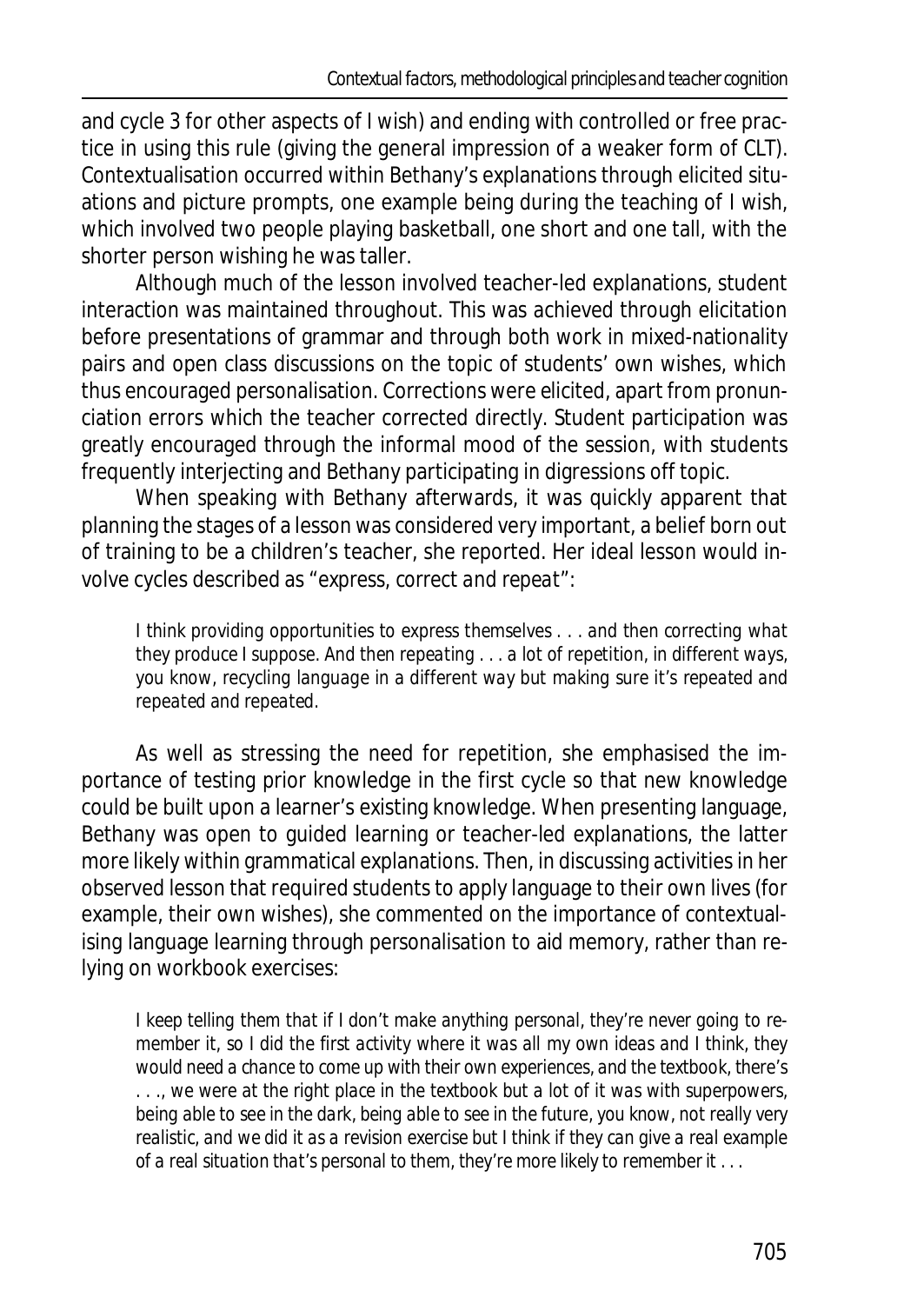and cycle 3 for other aspects of I wish) and ending with controlled or free practice in using this rule (giving the general impression of a weaker form of CLT). Contextualisation occurred within Bethany's explanations through elicited situations and picture prompts, one example being during the teaching of I wish, which involved two people playing basketball, one short and one tall, with the shorter person wishing he was taller.

Although much of the lesson involved teacher-led explanations, student interaction was maintained throughout. This was achieved through elicitation before presentations of grammar and through both work in mixed-nationality pairs and open class discussions on the topic of students' own wishes, which thus encouraged personalisation. Corrections were elicited, apart from pronunciation errors which the teacher corrected directly. Student participation was greatly encouraged through the informal mood of the session, with students frequently interjecting and Bethany participating in digressions off topic.

When speaking with Bethany afterwards, it was quickly apparent that planning the stages of a lesson was considered very important, a belief born out of training to be a children's teacher, she reported. Her ideal lesson would involve cycles described as "*express, correct and repeat*":

> *I think providing opportunities to express themselves . . . and then correcting what they produce I suppose. And then repeating . . . a lot of repetition, in different ways, you know, recycling language in a different way but making sure it's repeated and repeated and repeated.*

As well as stressing the need for repetition, she emphasised the importance of testing prior knowledge in the first cycle so that new knowledge could be built upon a learner's existing knowledge. When presenting language, Bethany was open to guided learning or teacher-led explanations, the latter more likely within grammatical explanations. Then, in discussing activities in her observed lesson that required students to apply language to their own lives (for example, their own wishes), she commented on the importance of contextualising language learning through personalisation to aid memory, rather than relying on workbook exercises:

> *I keep telling them that if I don't make anything personal, they're never going to remember it, so I did the first activity where it was all my own ideas and I think, they would need a chance to come up with their own experiences, and the textbook, there's . . ., we were at the right place in the textbook but a lot of it was with superpowers, being able to see in the dark, being able to see in the future, you know, not really very realistic, and we did it as a revision exercise but I think if they can give a real example of a real situation that's personal to them, they're more likely to remember it . . .*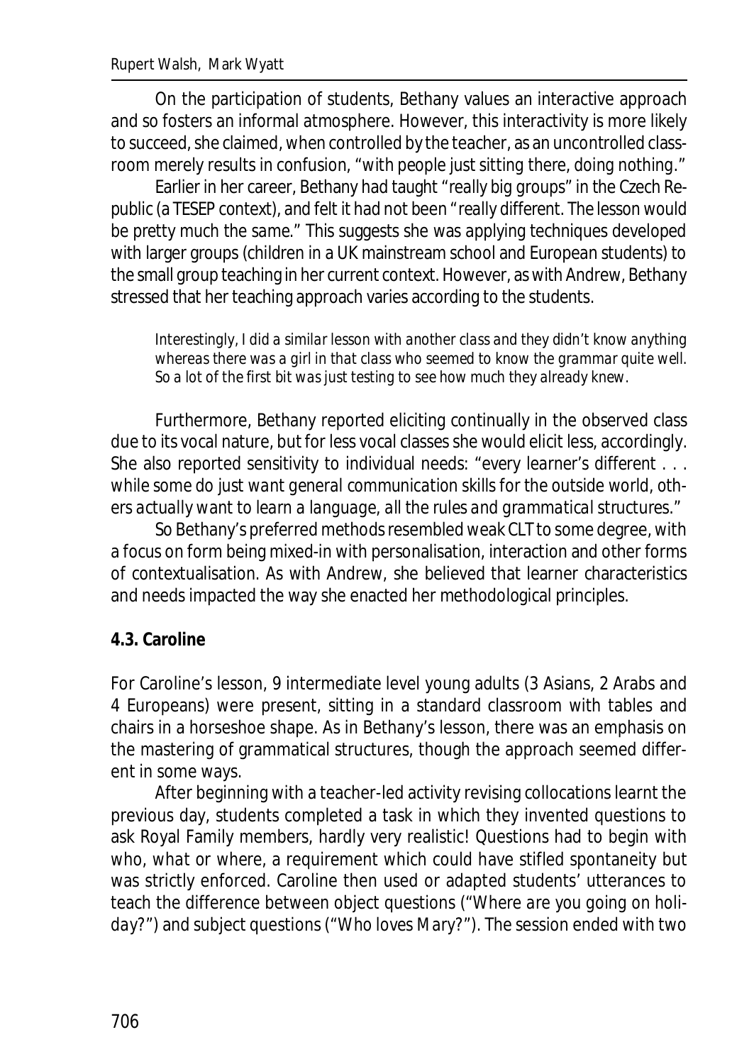On the participation of students, Bethany values an interactive approach and so fosters an informal atmosphere. However, this interactivity is more likely to succeed, she claimed, when controlled by the teacher, as an uncontrolled classroom merely results in confusion, "*with people just sitting there, doing nothing.*"

Earlier in her career, Bethany had taught "*really big groups*" in the Czech Republic (a TESEP context), and felt it had not been "*really different. The lesson would be pretty much the same.*" This suggests she was applying techniques developed with larger groups (children in a UK mainstream school and European students) to the small group teaching in her current context. However, as with Andrew, Bethany stressed that her teaching approach varies according to the students.

> *Interestingly, I did a similar lesson with another class and they didn't know anything whereas there was a girl in that class who seemed to know the grammar quite well. So a lot of the first bit was just testing to see how much they already knew.*

Furthermore, Bethany reported eliciting continually in the observed class due to its vocal nature, but for less vocal classes she would elicit less, accordingly. She also reported sensitivity to individual needs: "*every learner's different . . . while some do just want general communication skills for the outside world, others actually want to learn a language, all the rules and grammatical structures.*"

So Bethany's preferred methods resembled weak CLT to some degree, with a focus on form being mixed-in with personalisation, interaction and other forms of contextualisation. As with Andrew, she believed that learner characteristics and needs impacted the way she enacted her methodological principles.

### 4.3. Caroline

For Caroline's lesson, 9 intermediate level young adults (3 Asians, 2 Arabs and 4 Europeans) were present, sitting in a standard classroom with tables and chairs in a horseshoe shape. As in Bethany's lesson, there was an emphasis on the mastering of grammatical structures, though the approach seemed different in some ways.

After beginning with a teacher-led activity revising collocations learnt the previous day, students completed a task in which they invented questions to ask Royal Family members, hardly very realistic! Questions had to begin with *who*, *what* or *where*, a requirement which could have stifled spontaneity but was strictly enforced. Caroline then used or adapted students' utterances to teach the difference between object questions ("*Where are you going on holiday?*") and subject questions ("*Who loves Mary?*"). The session ended with two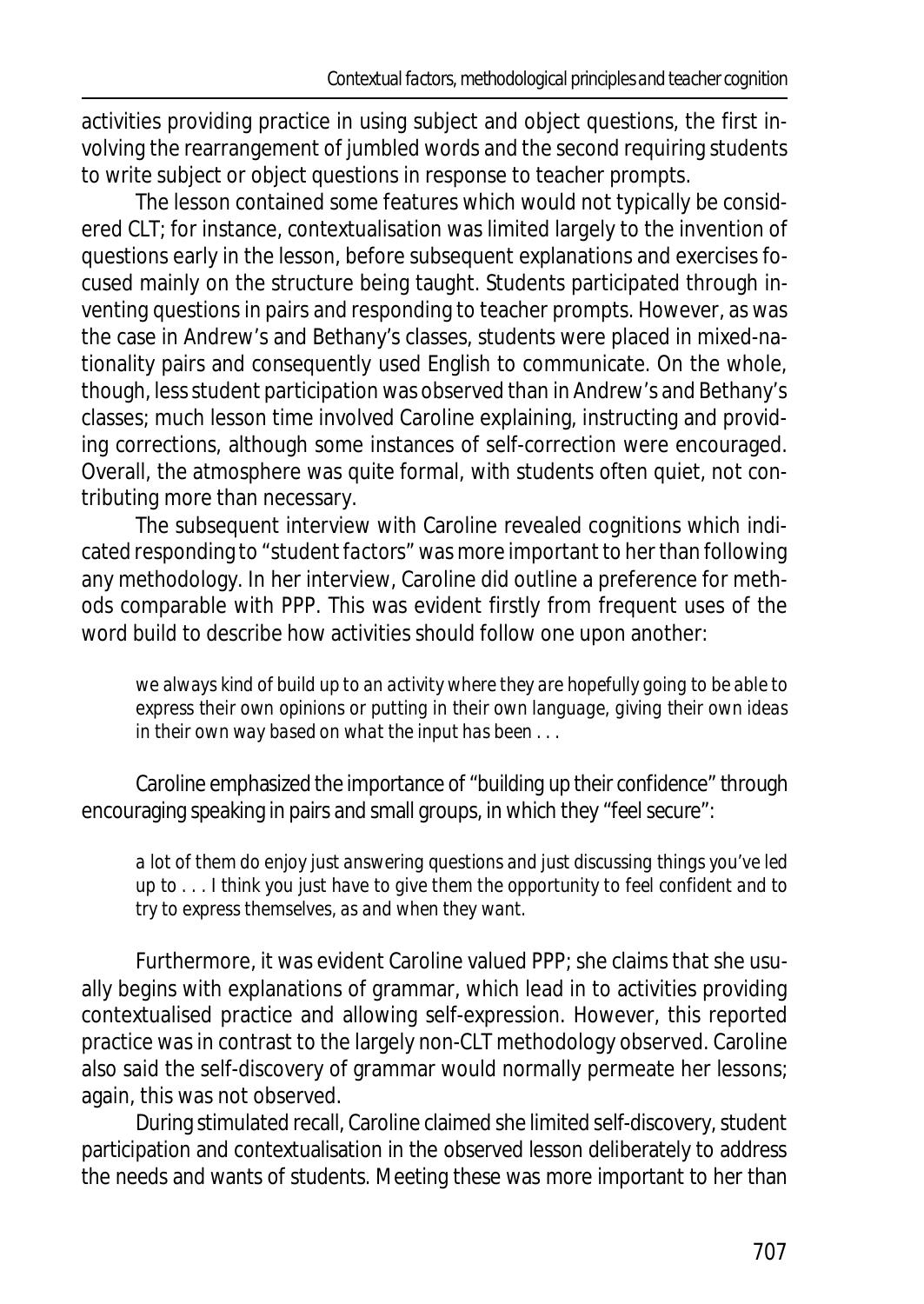activities providing practice in using subject and object questions, the first involving the rearrangement of jumbled words and the second requiring students to write subject or object questions in response to teacher prompts.

The lesson contained some features which would not typically be considered CLT; for instance, contextualisation was limited largely to the invention of questions early in the lesson, before subsequent explanations and exercises focused mainly on the structure being taught. Students participated through inventing questions in pairs and responding to teacher prompts. However, as was the case in Andrew's and Bethany's classes, students were placed in mixed-nationality pairs and consequently used English to communicate. On the whole, though, less student participation was observed than in Andrew's and Bethany's classes; much lesson time involved Caroline explaining, instructing and providing corrections, although some instances of self-correction were encouraged. Overall, the atmosphere was quite formal, with students often quiet, not contributing more than necessary.

The subsequent interview with Caroline revealed cognitions which indicated responding to "*student factors*" was more important to her than following any methodology. In her interview, Caroline did outline a preference for methods comparable with PPP. This was evident firstly from frequent uses of the word build to describe how activities should follow one upon another:

> *we always kind of build up to an activity where they are hopefully going to be able to express their own opinions or putting in their own language, giving their own ideas in their own way based on what the input has been . . .*

Caroline emphasized the importance of "building up their confidence" through encouraging speaking in pairs and small groups, in which they "feel secure":

> *a lot of them do enjoy just answering questions and just discussing things you've led up to . . . I think you just have to give them the opportunity to feel confident and to try to express themselves, as and when they want.*

Furthermore, it was evident Caroline valued PPP; she claims that she usually begins with explanations of grammar, which lead in to activities providing contextualised practice and allowing self-expression. However, this reported practice was in contrast to the largely non-CLT methodology observed. Caroline also said the self-discovery of grammar would normally permeate her lessons; again, this was not observed.

During stimulated recall, Caroline claimed she limited self-discovery, student participation and contextualisation in the observed lesson deliberately to address the needs and wants of students. Meeting these was more important to her than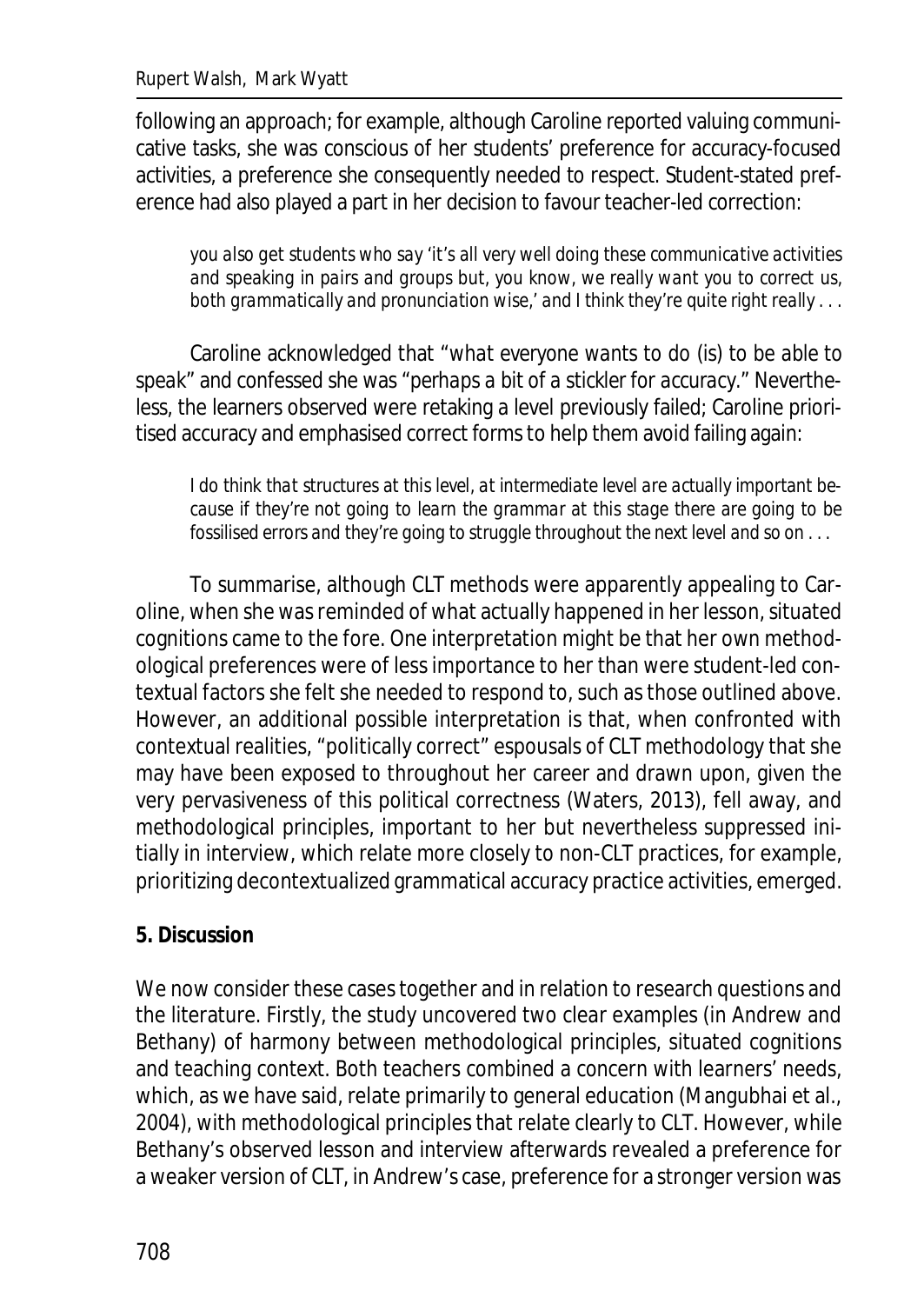following an approach; for example, although Caroline reported valuing communicative tasks, she was conscious of her students' preference for accuracy-focused activities, a preference she consequently needed to respect. Student-stated preference had also played a part in her decision to favour teacher-led correction:

> *you also get students who say 'it's all very well doing these communicative activities and speaking in pairs and groups but, you know, we really want you to correct us, both grammatically and pronunciation wise,' and I think they're quite right really . . .*

Caroline acknowledged that "*what everyone wants to do (is) to be able to speak*" and confessed she was "*perhaps a bit of a stickler for accuracy.*" Nevertheless, the learners observed were retaking a level previously failed; Caroline prioritised accuracy and emphasised correct forms to help them avoid failing again:

> *I do think that structures at this level, at intermediate level are actually important because if they're not going to learn the grammar at this stage there are going to be fossilised errors and they're going to struggle throughout the next level and so on . . .*

To summarise, although CLT methods were apparently appealing to Caroline, when she was reminded of what actually happened in her lesson, situated cognitions came to the fore. One interpretation might be that her own methodological preferences were of less importance to her than were student-led contextual factors she felt she needed to respond to, such as those outlined above. However, an additional possible interpretation is that, when confronted with contextual realities, "politically correct" espousals of CLT methodology that she may have been exposed to throughout her career and drawn upon, given the very pervasiveness of this political correctness (Waters, 2013), fell away, and methodological principles, important to her but nevertheless suppressed initially in interview, which relate more closely to non-CLT practices, for example, prioritizing decontextualized grammatical accuracy practice activities, emerged.

## 5. Discussion

We now consider these cases together and in relation to research questions and the literature. Firstly, the study uncovered two clear examples (in Andrew and Bethany) of harmony between methodological principles, situated cognitions and teaching context. Both teachers combined a concern with learners' needs, which, as we have said, relate primarily to general education (Mangubhai et al., 2004), with methodological principles that relate clearly to CLT. However, while Bethany's observed lesson and interview afterwards revealed a preference for a weaker version of CLT, in Andrew's case, preference for a stronger version was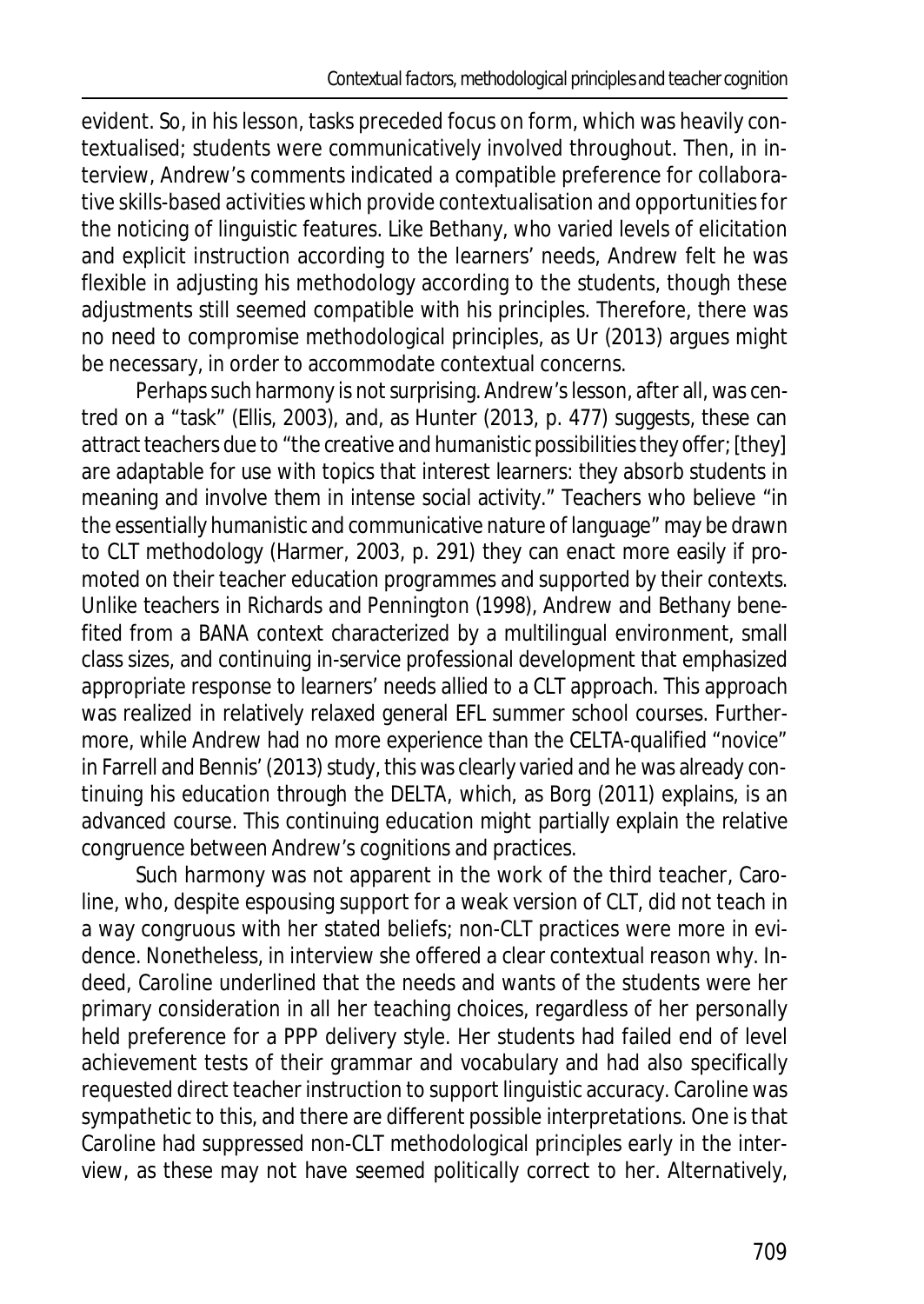evident. So, in his lesson, tasks preceded focus on form, which was heavily contextualised; students were communicatively involved throughout. Then, in interview, Andrew's comments indicated a compatible preference for collaborative skills-based activities which provide contextualisation and opportunities for the noticing of linguistic features. Like Bethany, who varied levels of elicitation and explicit instruction according to the learners' needs, Andrew felt he was flexible in adjusting his methodology according to the students, though these adjustments still seemed compatible with his principles. Therefore, there was no need to compromise methodological principles, as Ur (2013) argues might be necessary, in order to accommodate contextual concerns.

Perhaps such harmony is not surprising. Andrew's lesson, after all, was centred on a "task" (Ellis, 2003), and, as Hunter (2013, p. 477) suggests, these can attract teachers due to "the creative and humanistic possibilities they offer; [they] are adaptable for use with topics that interest learners: they absorb students in meaning and involve them in intense social activity." Teachers who believe "in the essentially humanistic and communicative nature of language" may be drawn to CLT methodology (Harmer, 2003, p. 291) they can enact more easily if promoted on their teacher education programmes and supported by their contexts. Unlike teachers in Richards and Pennington (1998), Andrew and Bethany benefited from a BANA context characterized by a multilingual environment, small class sizes, and continuing in-service professional development that emphasized appropriate response to learners' needs allied to a CLT approach. This approach was realized in relatively relaxed general EFL summer school courses. Furthermore, while Andrew had no more experience than the CELTA-qualified "novice" in Farrell and Bennis' (2013) study, this was clearly varied and he was already continuing his education through the DELTA, which, as Borg (2011) explains, is an advanced course. This continuing education might partially explain the relative congruence between Andrew's cognitions and practices.

Such harmony was not apparent in the work of the third teacher, Caroline, who, despite espousing support for a weak version of CLT, did not teach in a way congruous with her stated beliefs; non-CLT practices were more in evidence. Nonetheless, in interview she offered a clear contextual reason why. Indeed, Caroline underlined that the needs and wants of the students were her primary consideration in all her teaching choices, regardless of her personally held preference for a PPP delivery style. Her students had failed end of level achievement tests of their grammar and vocabulary and had also specifically requested direct teacher instruction to support linguistic accuracy. Caroline was sympathetic to this, and there are different possible interpretations. One is that Caroline had suppressed non-CLT methodological principles early in the interview, as these may not have seemed politically correct to her. Alternatively,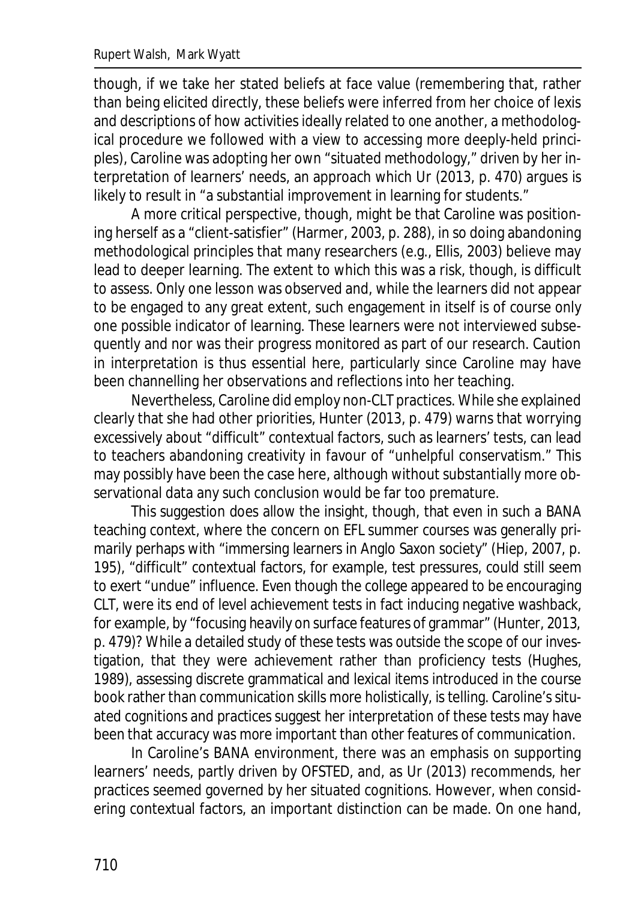though, if we take her stated beliefs at face value (remembering that, rather than being elicited directly, these beliefs were inferred from her choice of lexis and descriptions of how activities ideally related to one another, a methodological procedure we followed with a view to accessing more deeply-held principles), Caroline was adopting her own "situated methodology," driven by her interpretation of learners' needs, an approach which Ur (2013, p. 470) argues is likely to result in "a substantial improvement in learning for students."

A more critical perspective, though, might be that Caroline was positioning herself as a "client-satisfier" (Harmer, 2003, p. 288), in so doing abandoning methodological principles that many researchers (e.g., Ellis, 2003) believe may lead to deeper learning. The extent to which this was a risk, though, is difficult to assess. Only one lesson was observed and, while the learners did not appear to be engaged to any great extent, such engagement in itself is of course only one possible indicator of learning. These learners were not interviewed subsequently and nor was their progress monitored as part of our research. Caution in interpretation is thus essential here, particularly since Caroline may have been channelling her observations and reflections into her teaching.

Nevertheless, Caroline did employ non-CLT practices. While she explained clearly that she had other priorities, Hunter (2013, p. 479) warns that worrying excessively about "difficult" contextual factors, such as learners' tests, can lead to teachers abandoning creativity in favour of "unhelpful conservatism." This may possibly have been the case here, although without substantially more observational data any such conclusion would be far too premature.

This suggestion does allow the insight, though, that even in such a BANA teaching context, where the concern on EFL summer courses was generally primarily perhaps with "immersing learners in Anglo Saxon society" (Hiep, 2007, p. 195), "difficult" contextual factors, for example, test pressures, could still seem to exert "undue" influence. Even though the college appeared to be encouraging CLT, were its end of level achievement tests in fact inducing negative washback, for example, by "focusing heavily on surface features of grammar" (Hunter, 2013, p. 479)? While a detailed study of these tests was outside the scope of our investigation, that they were achievement rather than proficiency tests (Hughes, 1989), assessing discrete grammatical and lexical items introduced in the course book rather than communication skills more holistically, is telling. Caroline's situated cognitions and practices suggest her interpretation of these tests may have been that accuracy was more important than other features of communication.

In Caroline's BANA environment, there was an emphasis on supporting learners' needs, partly driven by OFSTED, and, as Ur (2013) recommends, her practices seemed governed by her situated cognitions. However, when considering contextual factors, an important distinction can be made. On one hand,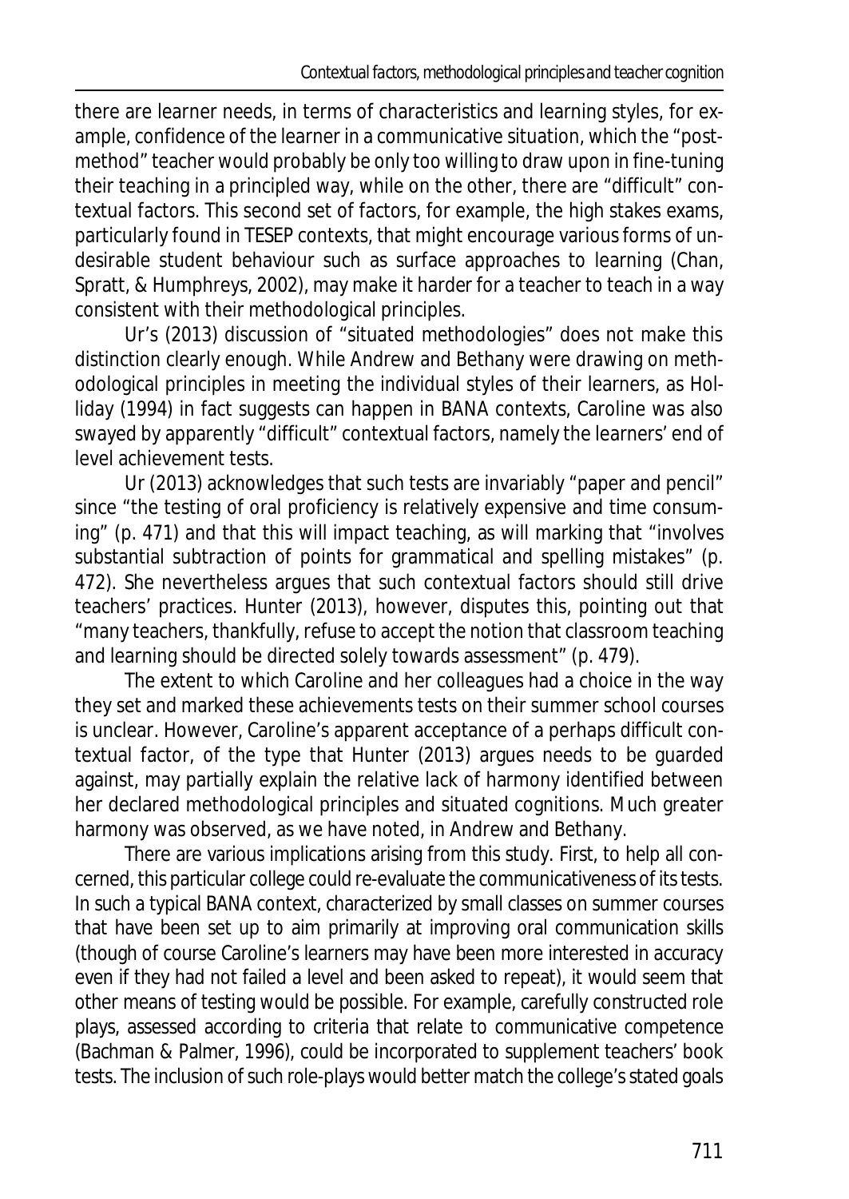there are learner needs, in terms of characteristics and learning styles, for example, confidence of the learner in a communicative situation, which the "post-method" teacher would probably be only too willing to draw upon in fine-tuning their teaching in a principled way, while on the other, there are "difficult" contextual factors. This second set of factors, for example, the high stakes exams, particularly found in TESEP contexts, that might encourage various forms of undesirable student behaviour such as surface approaches to learning (Chan, Spratt, & Humphreys, 2002), may make it harder for a teacher to teach in a way consistent with their methodological principles.

Ur's (2013) discussion of "situated methodologies" does not make this distinction clearly enough. While Andrew and Bethany were drawing on methodological principles in meeting the individual styles of their learners, as Holliday (1994) in fact suggests can happen in BANA contexts, Caroline was also swayed by apparently "difficult" contextual factors, namely the learners' end of level achievement tests.

Ur (2013) acknowledges that such tests are invariably "paper and pencil" since "the testing of oral proficiency is relatively expensive and time consuming" (p. 471) and that this will impact teaching, as will marking that "involves substantial subtraction of points for grammatical and spelling mistakes" (p. 472). She nevertheless argues that such contextual factors should still drive teachers' practices. Hunter (2013), however, disputes this, pointing out that "many teachers, thankfully, refuse to accept the notion that classroom teaching and learning should be directed solely towards assessment" (p. 479).

The extent to which Caroline and her colleagues had a choice in the way they set and marked these achievements tests on their summer school courses is unclear. However, Caroline's apparent acceptance of a perhaps difficult contextual factor, of the type that Hunter (2013) argues needs to be guarded against, may partially explain the relative lack of harmony identified between her declared methodological principles and situated cognitions. Much greater harmony was observed, as we have noted, in Andrew and Bethany.

There are various implications arising from this study. First, to help all concerned, this particular college could re-evaluate the communicativeness of its tests. In such a typical BANA context, characterized by small classes on summer courses that have been set up to aim primarily at improving oral communication skills (though of course Caroline's learners may have been more interested in accuracy even if they had not failed a level and been asked to repeat), it would seem that other means of testing would be possible. For example, carefully constructed role plays, assessed according to criteria that relate to communicative competence (Bachman & Palmer, 1996), could be incorporated to supplement teachers' book tests. The inclusion of such role-plays would better match the college's stated goals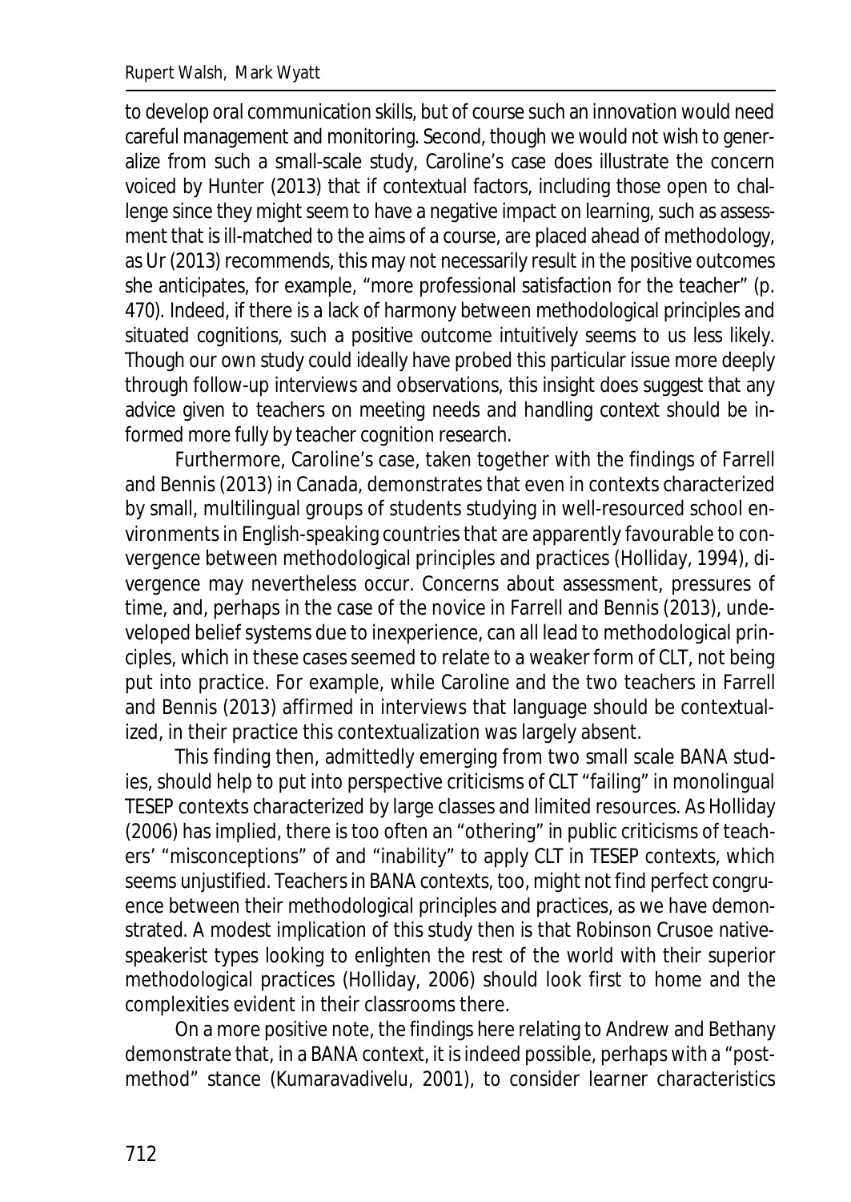to develop oral communication skills, but of course such an innovation would need careful management and monitoring. Second, though we would not wish to generalize from such a small-scale study, Caroline's case does illustrate the concern voiced by Hunter (2013) that if contextual factors, including those open to challenge since they might seem to have a negative impact on learning, such as assessment that is ill-matched to the aims of a course, are placed ahead of methodology, as Ur (2013) recommends, this may not necessarily result in the positive outcomes she anticipates, for example, "more professional satisfaction for the teacher" (p. 470). Indeed, if there is a lack of harmony between methodological principles and situated cognitions, such a positive outcome intuitively seems to us less likely. Though our own study could ideally have probed this particular issue more deeply through follow-up interviews and observations, this insight does suggest that any advice given to teachers on meeting needs and handling context should be informed more fully by teacher cognition research.

Furthermore, Caroline's case, taken together with the findings of Farrell and Bennis (2013) in Canada, demonstrates that even in contexts characterized by small, multilingual groups of students studying in well-resourced school environments in English-speaking countries that are apparently favourable to convergence between methodological principles and practices (Holliday, 1994), divergence may nevertheless occur. Concerns about assessment, pressures of time, and, perhaps in the case of the novice in Farrell and Bennis (2013), undeveloped belief systems due to inexperience, can all lead to methodological principles, which in these cases seemed to relate to a weaker form of CLT, not being put into practice. For example, while Caroline and the two teachers in Farrell and Bennis (2013) affirmed in interviews that language should be contextualized, in their practice this contextualization was largely absent.

This finding then, admittedly emerging from two small scale BANA studies, should help to put into perspective criticisms of CLT "failing" in monolingual TESEP contexts characterized by large classes and limited resources. As Holliday (2006) has implied, there is too often an "othering" in public criticisms of teachers' "misconceptions" of and "inability" to apply CLT in TESEP contexts, which seems unjustified. Teachers in BANA contexts, too, might not find perfect congruence between their methodological principles and practices, as we have demonstrated. A modest implication of this study then is that Robinson Crusoe native-speakerist types looking to enlighten the rest of the world with their superior methodological practices (Holliday, 2006) should look first to home and the complexities evident in their classrooms there.

On a more positive note, the findings here relating to Andrew and Bethany demonstrate that, in a BANA context, it is indeed possible, perhaps with a "postmethod" stance (Kumaravadivelu, 2001), to consider learner characteristics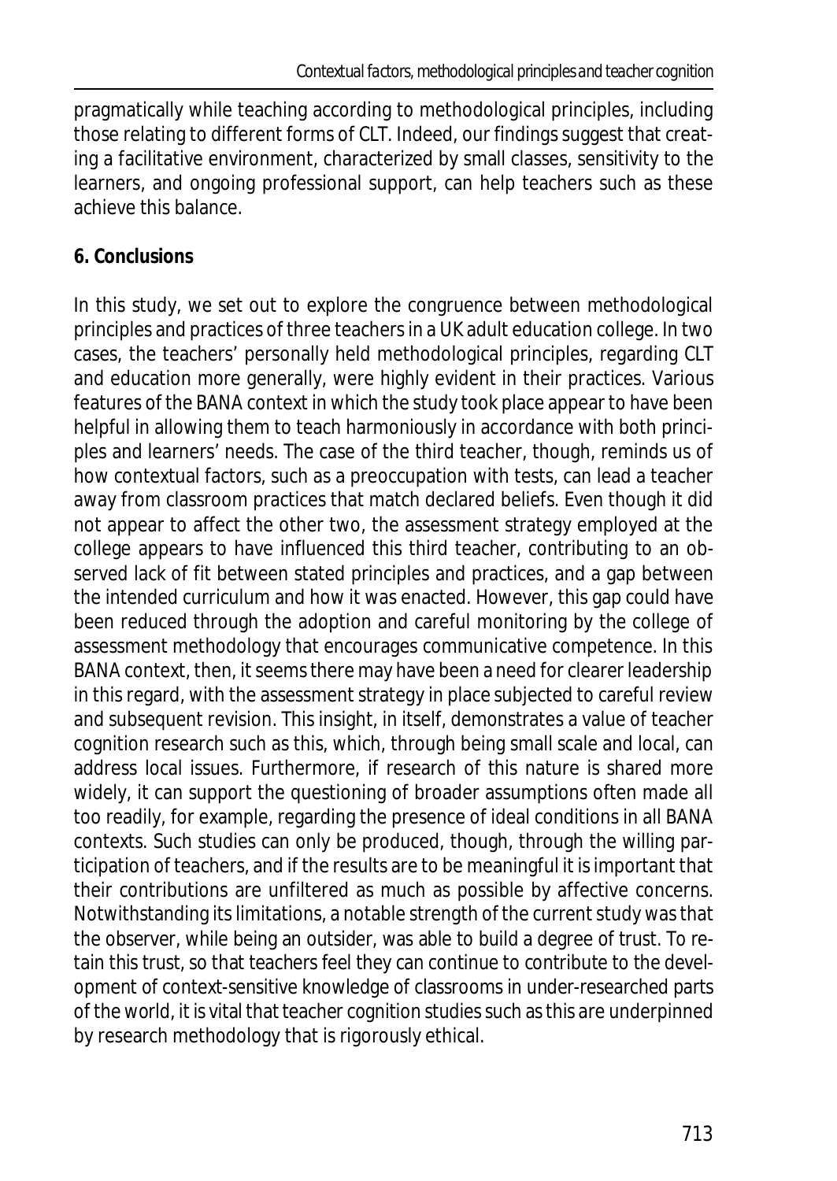pragmatically while teaching according to methodological principles, including those relating to different forms of CLT. Indeed, our findings suggest that creating a facilitative environment, characterized by small classes, sensitivity to the learners, and ongoing professional support, can help teachers such as these achieve this balance.

## 6. Conclusions

In this study, we set out to explore the congruence between methodological principles and practices of three teachers in a UK adult education college. In two cases, the teachers' personally held methodological principles, regarding CLT and education more generally, were highly evident in their practices. Various features of the BANA context in which the study took place appear to have been helpful in allowing them to teach harmoniously in accordance with both principles and learners' needs. The case of the third teacher, though, reminds us of how contextual factors, such as a preoccupation with tests, can lead a teacher away from classroom practices that match declared beliefs. Even though it did not appear to affect the other two, the assessment strategy employed at the college appears to have influenced this third teacher, contributing to an observed lack of fit between stated principles and practices, and a gap between the intended curriculum and how it was enacted. However, this gap could have been reduced through the adoption and careful monitoring by the college of assessment methodology that encourages communicative competence. In this BANA context, then, it seems there may have been a need for clearer leadership in this regard, with the assessment strategy in place subjected to careful review and subsequent revision. This insight, in itself, demonstrates a value of teacher cognition research such as this, which, through being small scale and local, can address local issues. Furthermore, if research of this nature is shared more widely, it can support the questioning of broader assumptions often made all too readily, for example, regarding the presence of ideal conditions in all BANA contexts. Such studies can only be produced, though, through the willing participation of teachers, and if the results are to be meaningful it is important that their contributions are unfiltered as much as possible by affective concerns. Notwithstanding its limitations, a notable strength of the current study was that the observer, while being an outsider, was able to build a degree of trust. To retain this trust, so that teachers feel they can continue to contribute to the development of context-sensitive knowledge of classrooms in under-researched parts of the world, it is vital that teacher cognition studies such as this are underpinned by research methodology that is rigorously ethical.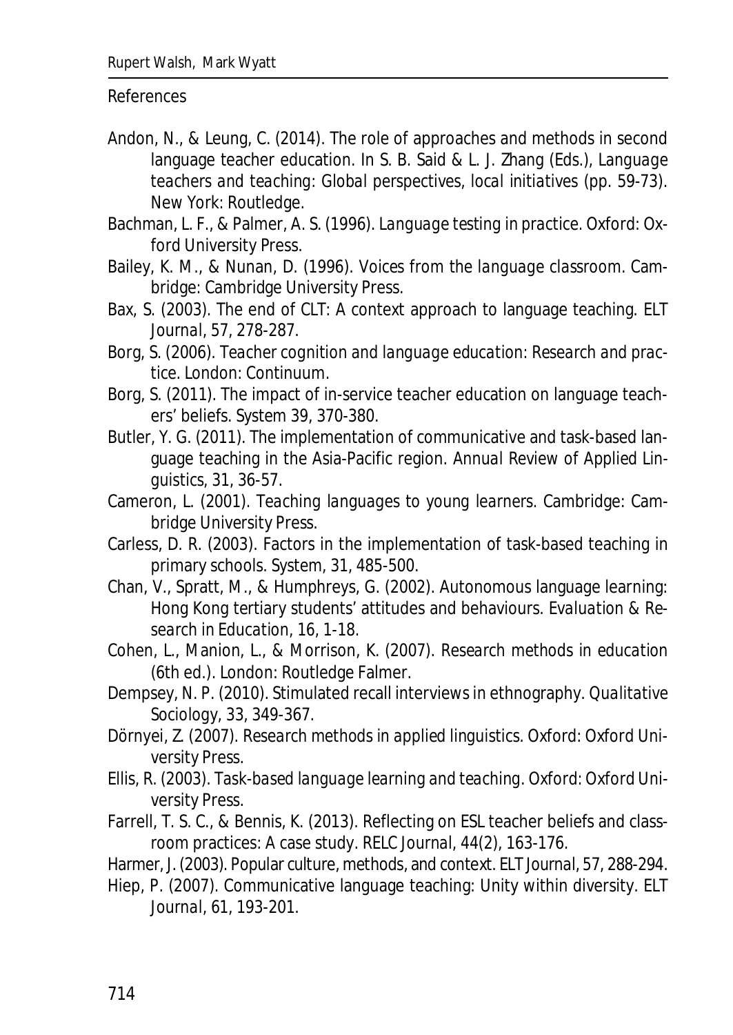References

Andon, N., & Leung, C. (2014). The role of approaches and methods in second language teacher education. In S. B. Said & L. J. Zhang (Eds.), *Language teachers and teaching: Global perspectives, local initiatives* (pp. 59-73). New York: Routledge.

Bachman, L. F., & Palmer, A. S. (1996). *Language testing in practice*. Oxford: Oxford University Press.

Bailey, K. M., & Nunan, D. (1996). *Voices from the language classroom*. Cambridge: Cambridge University Press.

Bax, S. (2003). The end of CLT: A context approach to language teaching. *ELT Journal*, 57, 278-287.

Borg, S. (2006). *Teacher cognition and language education: Research and practice*. London: Continuum.

Borg, S. (2011). The impact of in-service teacher education on language teachers' beliefs. *System* 39, 370-380.

Butler, Y. G. (2011). The implementation of communicative and task-based language teaching in the Asia-Pacific region. *Annual Review of Applied Linguistics*, 31, 36-57.

Cameron, L. (2001). *Teaching languages to young learners*. Cambridge: Cambridge University Press.

Carless, D. R. (2003). Factors in the implementation of task-based teaching in primary schools. *System*, 31, 485-500.

Chan, V., Spratt, M., & Humphreys, G. (2002). Autonomous language learning: Hong Kong tertiary students' attitudes and behaviours. *Evaluation & Research in Education*, 16, 1-18.

Cohen, L., Manion, L., & Morrison, K. (2007). *Research methods in education* (6th ed.). London: Routledge Falmer.

Dempsey, N. P. (2010). Stimulated recall interviews in ethnography. *Qualitative Sociology*, 33, 349-367.

Dörnyei, Z. (2007). *Research methods in applied linguistics*. Oxford: Oxford University Press.

Ellis, R. (2003). *Task-based language learning and teaching*. Oxford: Oxford University Press.

Farrell, T. S. C., & Bennis, K. (2013). Reflecting on ESL teacher beliefs and classroom practices: A case study. *RELC Journal*, 44(2), 163-176.

Harmer, J. (2003). Popular culture, methods, and context. *ELT Journal*, 57, 288-294.

Hiep, P. (2007). Communicative language teaching: Unity within diversity. *ELT Journal*, 61, 193-201.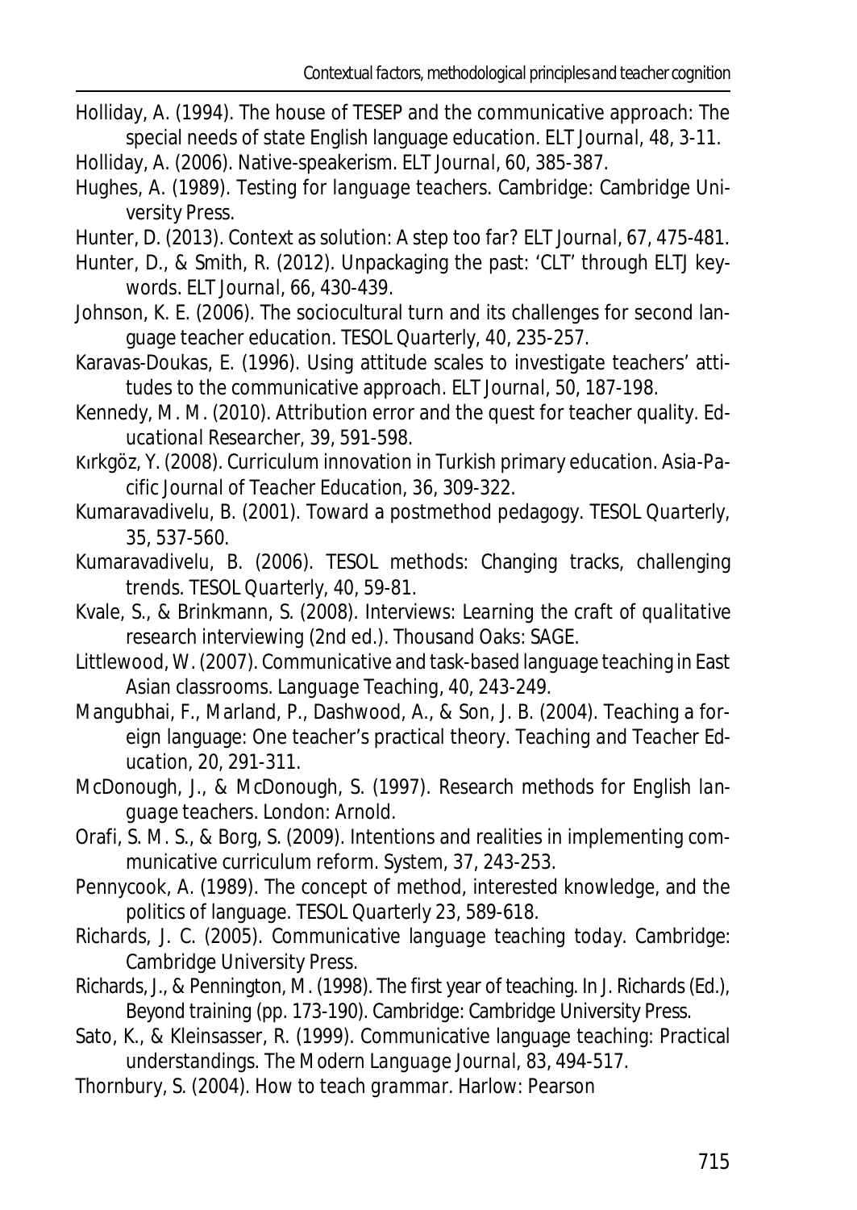Holliday, A. (1994). The house of TESEP and the communicative approach: The special needs of state English language education. *ELT Journal, 48*, 3-11.

Holliday, A. (2006). Native-speakerism. *ELT Journal, 60*, 385-387.

Hughes, A. (1989). *Testing for language teachers*. Cambridge: Cambridge University Press.

Hunter, D. (2013). Context as solution: A step too far? *ELT Journal, 67*, 475-481.

Hunter, D., & Smith, R. (2012). Unpackaging the past: 'CLT' through ELTJ keywords. *ELT Journal, 66*, 430-439.

Johnson, K. E. (2006). The sociocultural turn and its challenges for second language teacher education. *TESOL Quarterly, 40*, 235-257.

Karavas-Doukas, E. (1996). Using attitude scales to investigate teachers' attitudes to the communicative approach. *ELT Journal, 50*, 187-198.

Kennedy, M. M. (2010). Attribution error and the quest for teacher quality. *Educational Researcher, 39*, 591-598.

Kırkgöz, Y. (2008). Curriculum innovation in Turkish primary education. *Asia-Pacific Journal of Teacher Education, 36*, 309-322.

Kumaravadivelu, B. (2001). Toward a postmethod pedagogy. *TESOL Quarterly, 35*, 537-560.

Kumaravadivelu, B. (2006). TESOL methods: Changing tracks, challenging trends. *TESOL Quarterly, 40*, 59-81.

Kvale, S., & Brinkmann, S. (2008). *Interviews: Learning the craft of qualitative research interviewing* (2nd ed.). Thousand Oaks: SAGE.

Littlewood, W. (2007). Communicative and task-based language teaching in East Asian classrooms. *Language Teaching, 40*, 243-249.

Mangubhai, F., Marland, P., Dashwood, A., & Son, J. B. (2004). Teaching a foreign language: One teacher's practical theory. *Teaching and Teacher Education, 20*, 291-311.

McDonough, J., & McDonough, S. (1997). *Research methods for English language teachers*. London: Arnold.

Orafi, S. M. S., & Borg, S. (2009). Intentions and realities in implementing communicative curriculum reform. *System, 37*, 243-253.

Pennycook, A. (1989). The concept of method, interested knowledge, and the politics of language. *TESOL Quarterly 23*, 589-618.

Richards, J. C. (2005). *Communicative language teaching today*. Cambridge: Cambridge University Press.

Richards, J., & Pennington, M. (1998). The first year of teaching. In J. Richards (Ed.), *Beyond training* (pp. 173-190). Cambridge: Cambridge University Press.

Sato, K., & Kleinsasser, R. (1999). Communicative language teaching: Practical understandings. *The Modern Language Journal, 83*, 494-517.

Thornbury, S. (2004). *How to teach grammar*. Harlow: Pearson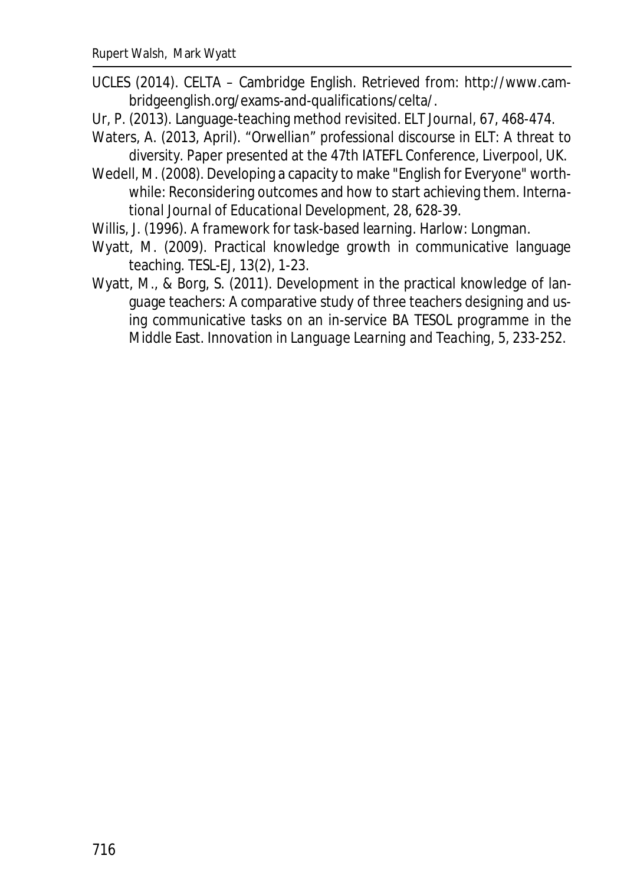UCLES (2014). CELTA – Cambridge English. Retrieved from: http://www.cambridgeenglish.org/exams-and-qualifications/celta/.

Ur, P. (2013). Language-teaching method revisited. *ELT Journal*, *67*, 468-474.

Waters, A. (2013, April). *"Orwellian" professional discourse in ELT: A threat to diversity*. Paper presented at the 47th IATEFL Conference, Liverpool, UK.

Wedell, M. (2008). Developing a capacity to make "English for Everyone" worthwhile: Reconsidering outcomes and how to start achieving them. *International Journal of Educational Development*, *28*, 628-39.

Willis, J. (1996). *A framework for task-based learning*. Harlow: Longman.

Wyatt, M. (2009). Practical knowledge growth in communicative language teaching. *TESL-EJ*, *13*(2), 1-23.

Wyatt, M., & Borg, S. (2011). Development in the practical knowledge of language teachers: A comparative study of three teachers designing and using communicative tasks on an in-service BA TESOL programme in the Middle East. *Innovation in Language Learning and Teaching*, *5*, 233-252.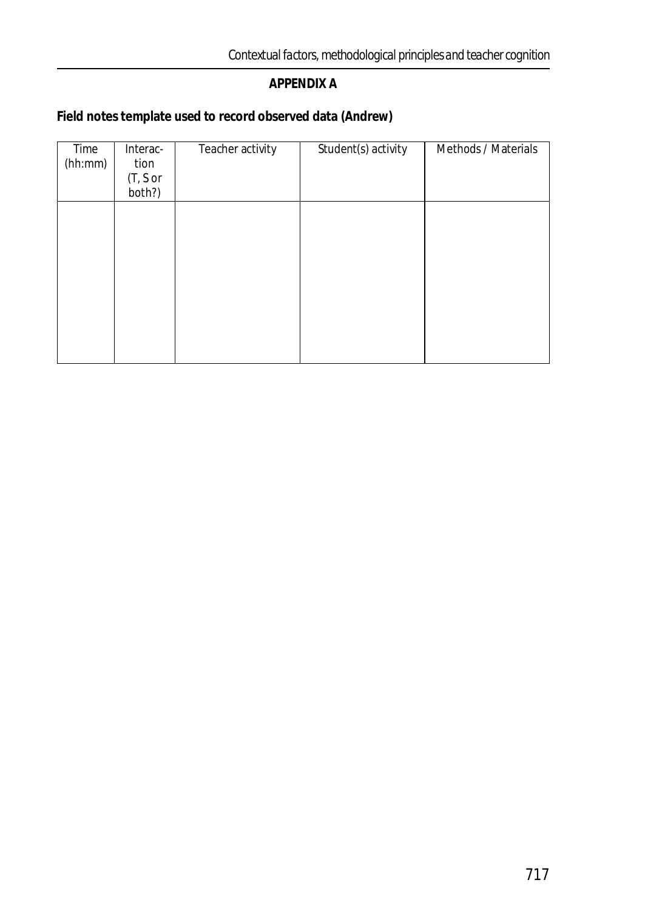## APPENDIX A

**Field notes template used to record observed data (Andrew)**

| Time (hh:mm) | Interaction (T, S or both?) | Teacher activity | Student(s) activity | Methods / Materials |
|---|---|---|---|---|
| | | | | |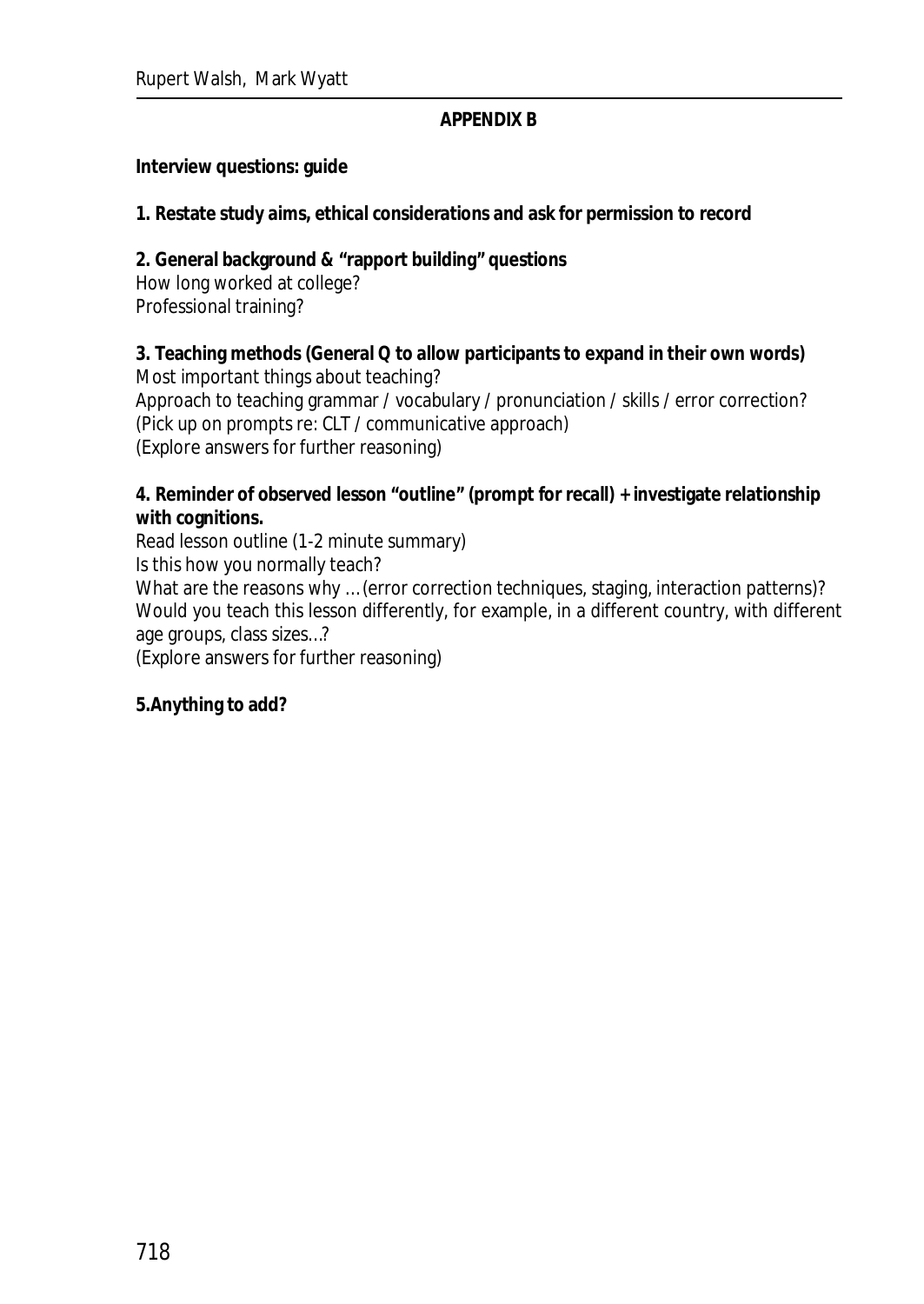## APPENDIX B

**Interview questions: guide**

**1. Restate study aims, ethical considerations and ask for permission to record**

**2. General background & “rapport building” questions**
How long worked at college?
Professional training?

**3. Teaching methods (General Q to allow participants to expand in their own words)**
Most important things about teaching?
Approach to teaching grammar / vocabulary / pronunciation / skills / error correction?
(Pick up on prompts re: CLT / communicative approach)
(Explore answers for further reasoning)

**4. Reminder of observed lesson “outline” (prompt for recall) + investigate relationship with cognitions.**
Read lesson outline (1-2 minute summary)
Is this how you normally teach?
What are the reasons why … (error correction techniques, staging, interaction patterns)?
Would you teach this lesson differently, for example, in a different country, with different age groups, class sizes…?
(Explore answers for further reasoning)

**5.Anything to add?**